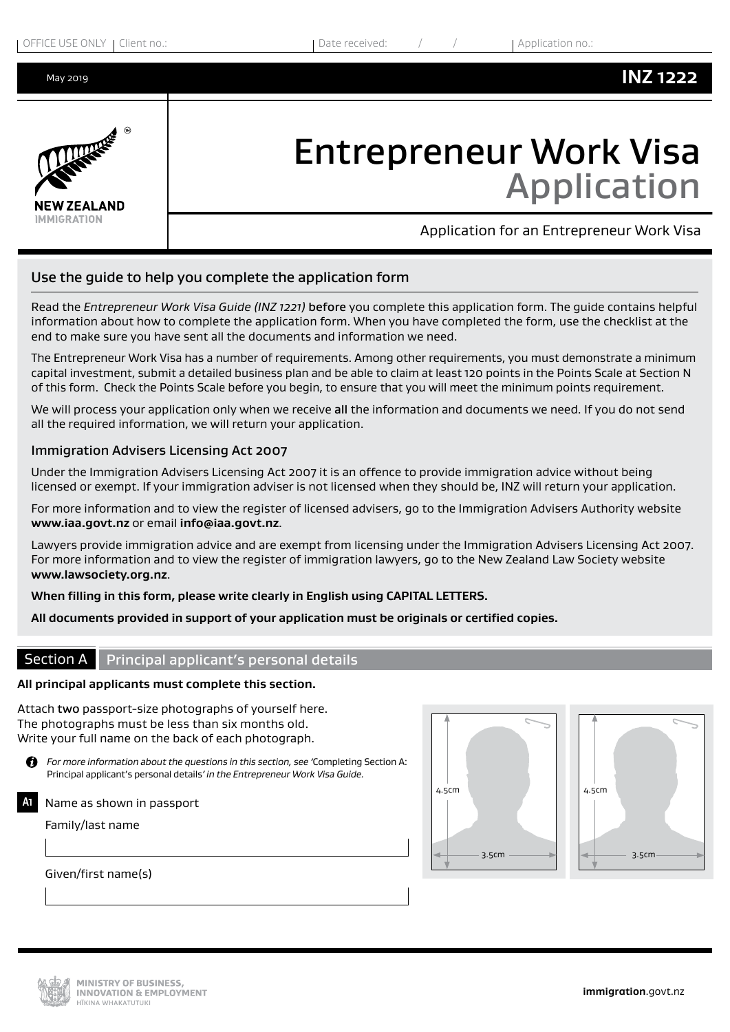OFFICE USE ONLY | Client no.: | Date received: / / | Application no.:

May 2019 **INZ 1222**

# Entrepreneur Work Visa Application

Application for an Entrepreneur Work Visa

## Use the guide to help you complete the application form

Read the *Entrepreneur Work Visa Guide (INZ 1221)* **before** you complete this application form. The guide contains helpful information about how to complete the application form. When you have completed the form, use the checklist at the end to make sure you have sent all the documents and information we need.

The Entrepreneur Work Visa has a number of requirements. Among other requirements, you must demonstrate a minimum capital investment, submit a detailed business plan and be able to claim at least 120 points in the Points Scale at Section N of this form. Check the Points Scale before you begin, to ensure that you will meet the minimum points requirement.

We will process your application only when we receive **all** the information and documents we need. If you do not send all the required information, we will return your application.

### Immigration Advisers Licensing Act 2007

Under the Immigration Advisers Licensing Act 2007 it is an offence to provide immigration advice without being licensed or exempt. If your immigration adviser is not licensed when they should be, INZ will return your application.

For more information and to view the register of licensed advisers, go to the Immigration Advisers Authority website **www.iaa.govt.nz** or email **info@iaa.govt.nz**.

Lawyers provide immigration advice and are exempt from licensing under the Immigration Advisers Licensing Act 2007. For more information and to view the register of immigration lawyers, go to the New Zealand Law Society website **www.lawsociety.org.nz**.

**When filling in this form, please write clearly in English using CAPITAL LETTERS.**

**All documents provided in support of your application must be originals or certified copies.**

## Section A Principal applicant's personal details

**All principal applicants must complete this section.**

Attach **two** passport-size photographs of yourself here. The photographs must be less than six months old. Write your full name on the back of each photograph.

4.5cm × 3.5cm | 4.5cm × 3.5cm

*For more information about the questions in this section, see* 'Completing Section A: Principal applicant's personal details' *in the Entrepreneur Work Visa Guide.*

**A1** Name as shown in passport

Family/last name

Given/first name(s)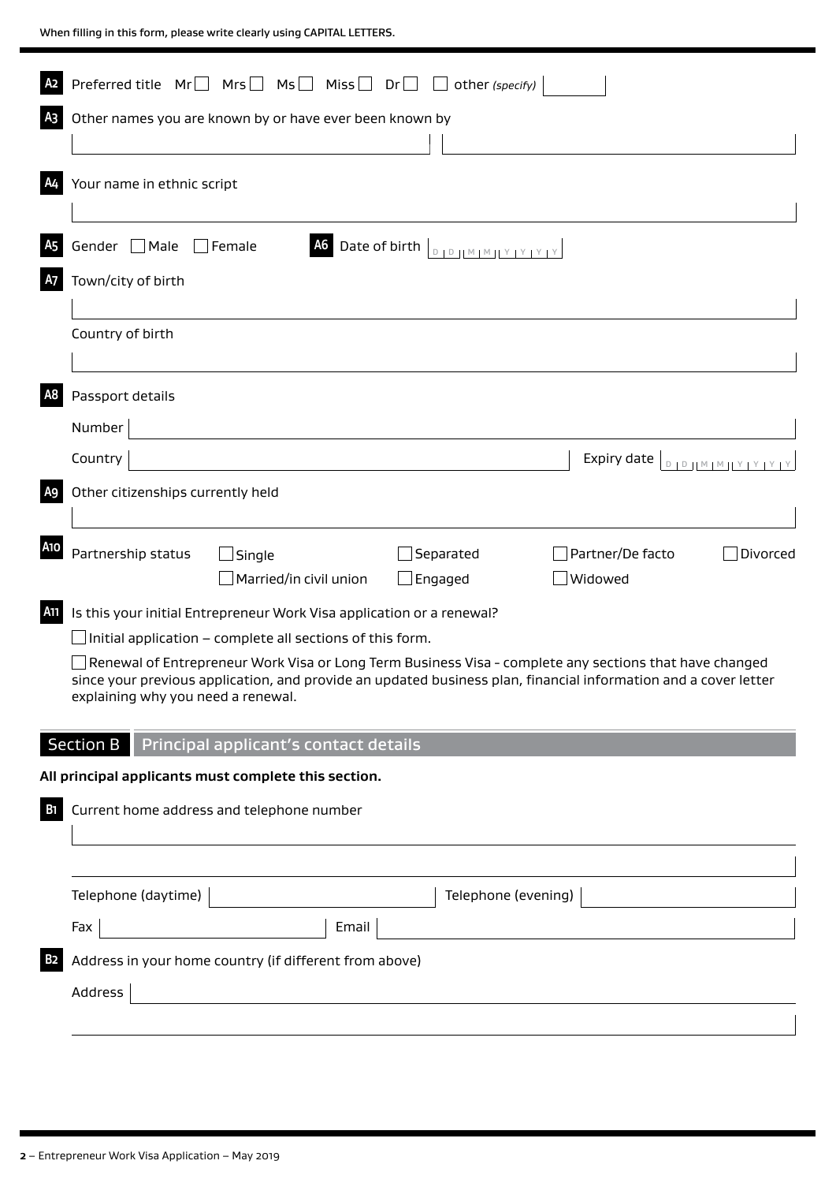When filling in this form, please write clearly using CAPITAL LETTERS.

**A2** Preferred title ☐ Mr ☐ Mrs ☐ Ms ☐ Miss ☐ Dr ☐ other *(specify)*

**A3** Other names you are known by or have ever been known by

**A4** Your name in ethnic script

**A5** Gender ☐ Male ☐ Female

**A6** Date of birth DD MM YYYY

**A7** Town/city of birth

Country of birth

**A8** Passport details

Number

Country

Expiry date DD MM YYYY

**A9** Other citizenships currently held

**A10** Partnership status

☐ Single
☐ Married/in civil union
☐ Separated
☐ Engaged
☐ Partner/De facto
☐ Widowed
☐ Divorced

**A11** Is this your initial Entrepreneur Work Visa application or a renewal?

☐ Initial application – complete all sections of this form.

☐ Renewal of Entrepreneur Work Visa or Long Term Business Visa - complete any sections that have changed since your previous application, and provide an updated business plan, financial information and a cover letter explaining why you need a renewal.

## Section B Principal applicant's contact details

**All principal applicants must complete this section.**

**B1** Current home address and telephone number

Telephone (daytime)

Telephone (evening)

Fax

Email

**B2** Address in your home country (if different from above)

Address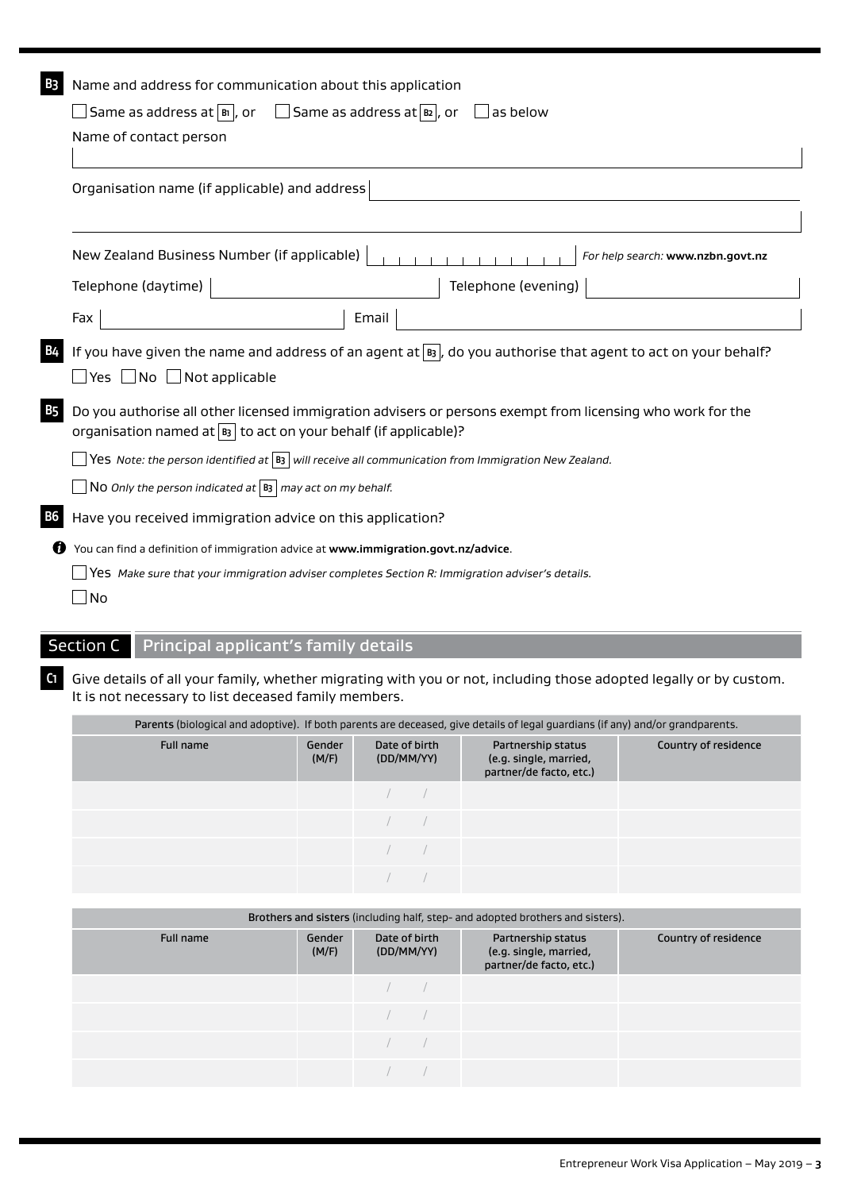**B3** Name and address for communication about this application

☐ Same as address at B1, or ☐ Same as address at B2, or ☐ as below

Name of contact person

Organisation name (if applicable) and address

New Zealand Business Number (if applicable) *For help search:* **www.nzbn.govt.nz**

Telephone (daytime) Telephone (evening)

Fax Email

**B4** If you have given the name and address of an agent at B3, do you authorise that agent to act on your behalf?

☐ Yes ☐ No ☐ Not applicable

**B5** Do you authorise all other licensed immigration advisers or persons exempt from licensing who work for the organisation named at B3 to act on your behalf (if applicable)?

☐ Yes *Note: the person identified at B3 will receive all communication from Immigration New Zealand.*

☐ No *Only the person indicated at B3 may act on my behalf.*

**B6** Have you received immigration advice on this application?

You can find a definition of immigration advice at **www.immigration.govt.nz/advice**.

☐ Yes *Make sure that your immigration adviser completes Section R: Immigration adviser's details.*

☐ No

## Section C Principal applicant's family details

**C1** Give details of all your family, whether migrating with you or not, including those adopted legally or by custom. It is not necessary to list deceased family members.

**Parents** (biological and adoptive). If both parents are deceased, give details of legal guardians (if any) and/or grandparents.

| Full name | Gender (M/F) | Date of birth (DD/MM/YY) | Partnership status (e.g. single, married, partner/de facto, etc.) | Country of residence |
|---|---|---|---|---|
| | | / / | | |
| | | / / | | |
| | | / / | | |
| | | / / | | |

**Brothers and sisters** (including half, step- and adopted brothers and sisters).

| Full name | Gender (M/F) | Date of birth (DD/MM/YY) | Partnership status (e.g. single, married, partner/de facto, etc.) | Country of residence |
|---|---|---|---|---|
| | | / / | | |
| | | / / | | |
| | | / / | | |
| | | / / | | |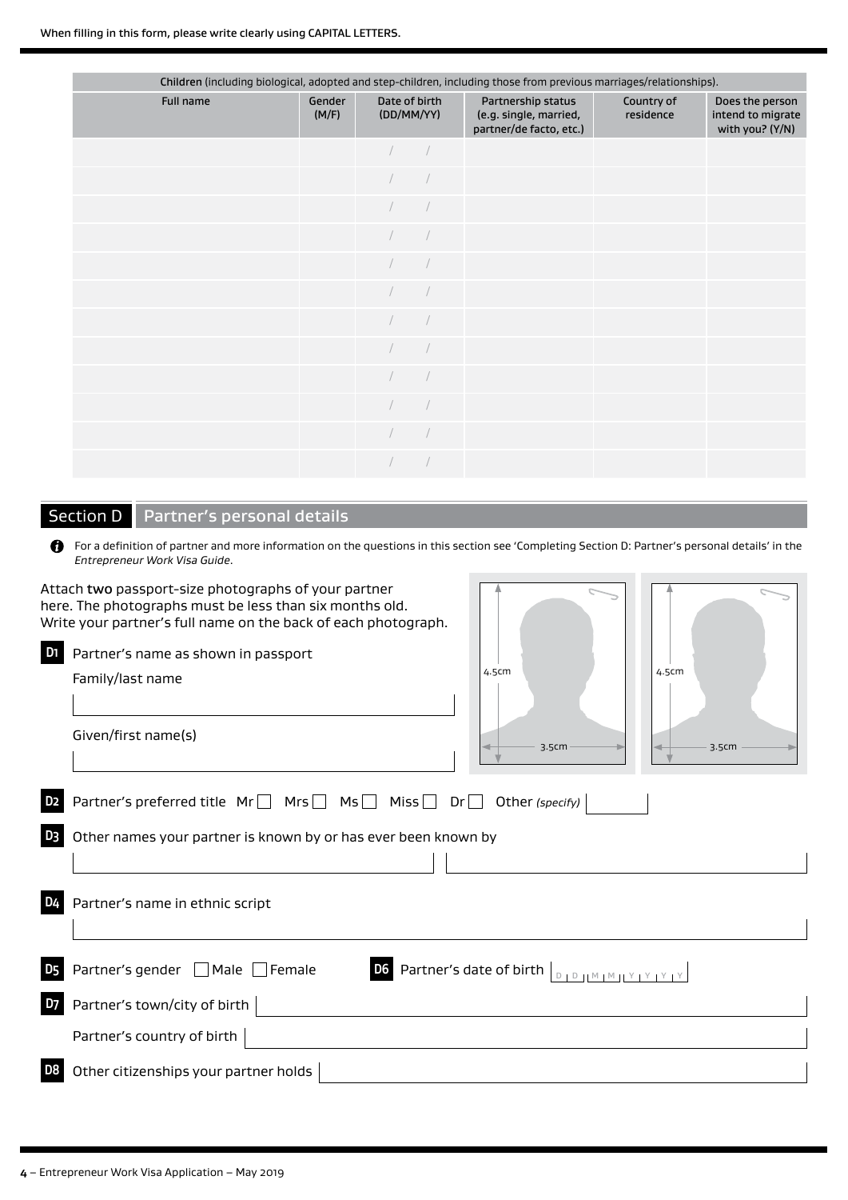When filling in this form, please write clearly using CAPITAL LETTERS.

| Children (including biological, adopted and step-children, including those from previous marriages/relationships). | | | | | |
|---|---|---|---|---|---|
| Full name | Gender (M/F) | Date of birth (DD/MM/YY) | Partnership status (e.g. single, married, partner/de facto, etc.) | Country of residence | Does the person intend to migrate with you? (Y/N) |
| | | / / | | | |
| | | / / | | | |
| | | / / | | | |
| | | / / | | | |
| | | / / | | | |
| | | / / | | | |
| | | / / | | | |
| | | / / | | | |
| | | / / | | | |
| | | / / | | | |
| | | / / | | | |
| | | / / | | | |

## Section D Partner's personal details

For a definition of partner and more information on the questions in this section see 'Completing Section D: Partner's personal details' in the *Entrepreneur Work Visa Guide*.

Attach **two** passport-size photographs of your partner here. The photographs must be less than six months old. Write your partner's full name on the back of each photograph.

4.5cm × 3.5cm | 4.5cm × 3.5cm

**D1** Partner's name as shown in passport

Family/last name

Given/first name(s)

**D2** Partner's preferred title Mr ☐ Mrs ☐ Ms ☐ Miss ☐ Dr ☐ Other *(specify)*

**D3** Other names your partner is known by or has ever been known by

**D4** Partner's name in ethnic script

**D5** Partner's gender ☐ Male ☐ Female

**D6** Partner's date of birth D D M M Y Y Y Y

**D7** Partner's town/city of birth

Partner's country of birth

**D8** Other citizenships your partner holds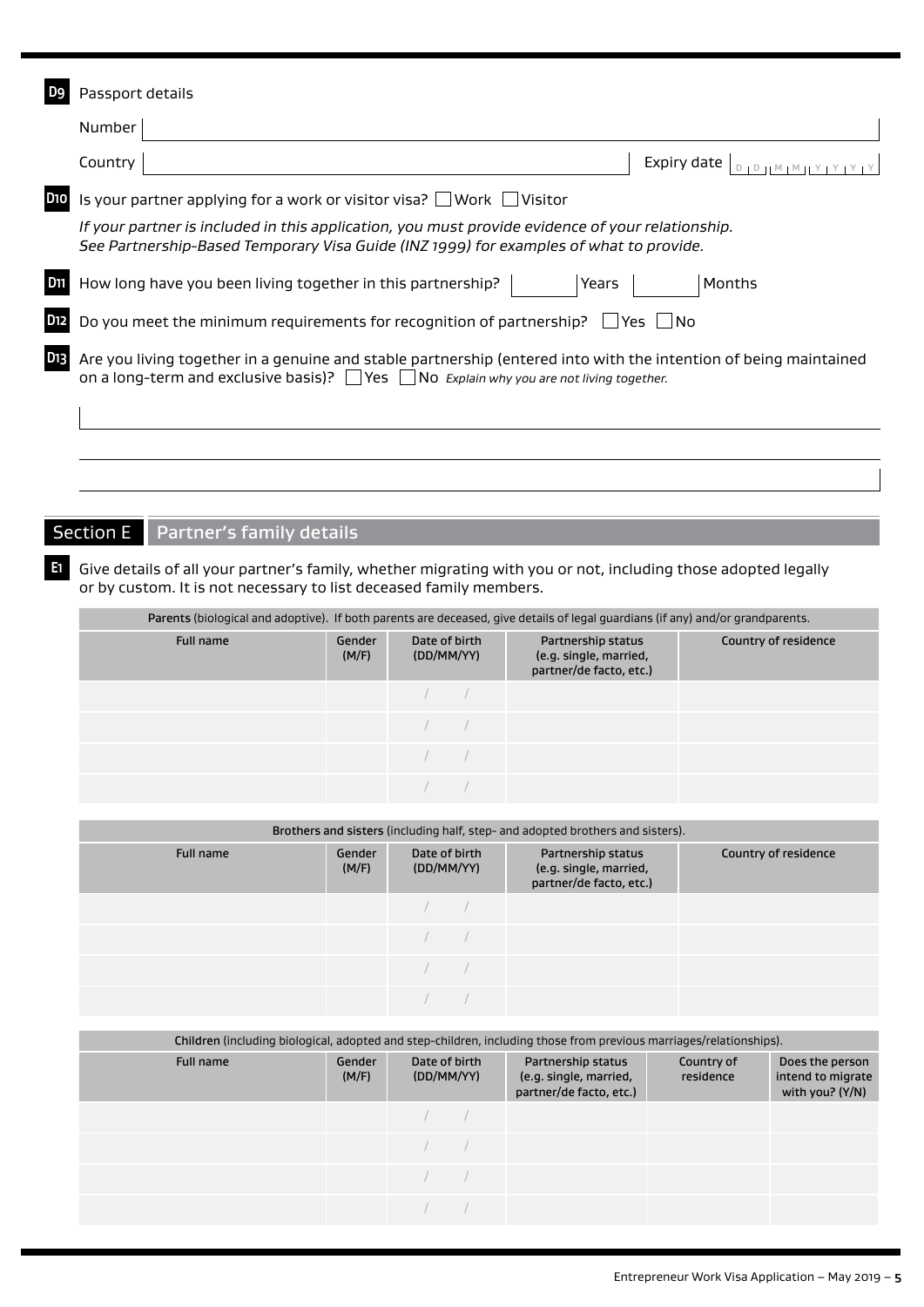**D9** Passport details

Number

Country

Expiry date D D M M Y Y Y Y

**D10** Is your partner applying for a work or visitor visa? ☐ Work ☐ Visitor

*If your partner is included in this application, you must provide evidence of your relationship. See Partnership-Based Temporary Visa Guide (INZ 1999) for examples of what to provide.*

**D11** How long have you been living together in this partnership? Years Months

**D12** Do you meet the minimum requirements for recognition of partnership? ☐ Yes ☐ No

**D13** Are you living together in a genuine and stable partnership (entered into with the intention of being maintained on a long-term and exclusive basis)? ☐ Yes ☐ No *Explain why you are not living together.*

## Section E Partner's family details

**E1** Give details of all your partner's family, whether migrating with you or not, including those adopted legally or by custom. It is not necessary to list deceased family members.

| **Parents** (biological and adoptive). If both parents are deceased, give details of legal guardians (if any) and/or grandparents. | | | | |
|---|---|---|---|---|
| Full name | Gender (M/F) | Date of birth (DD/MM/YY) | Partnership status (e.g. single, married, partner/de facto, etc.) | Country of residence |
| | | / / | | |
| | | / / | | |
| | | / / | | |
| | | / / | | |

| **Brothers and sisters** (including half, step- and adopted brothers and sisters). | | | | |
|---|---|---|---|---|
| Full name | Gender (M/F) | Date of birth (DD/MM/YY) | Partnership status (e.g. single, married, partner/de facto, etc.) | Country of residence |
| | | / / | | |
| | | / / | | |
| | | / / | | |
| | | / / | | |

| **Children** (including biological, adopted and step-children, including those from previous marriages/relationships). | | | | | |
|---|---|---|---|---|---|
| Full name | Gender (M/F) | Date of birth (DD/MM/YY) | Partnership status (e.g. single, married, partner/de facto, etc.) | Country of residence | Does the person intend to migrate with you? (Y/N) |
| | | / / | | | |
| | | / / | | | |
| | | / / | | | |
| | | / / | | | |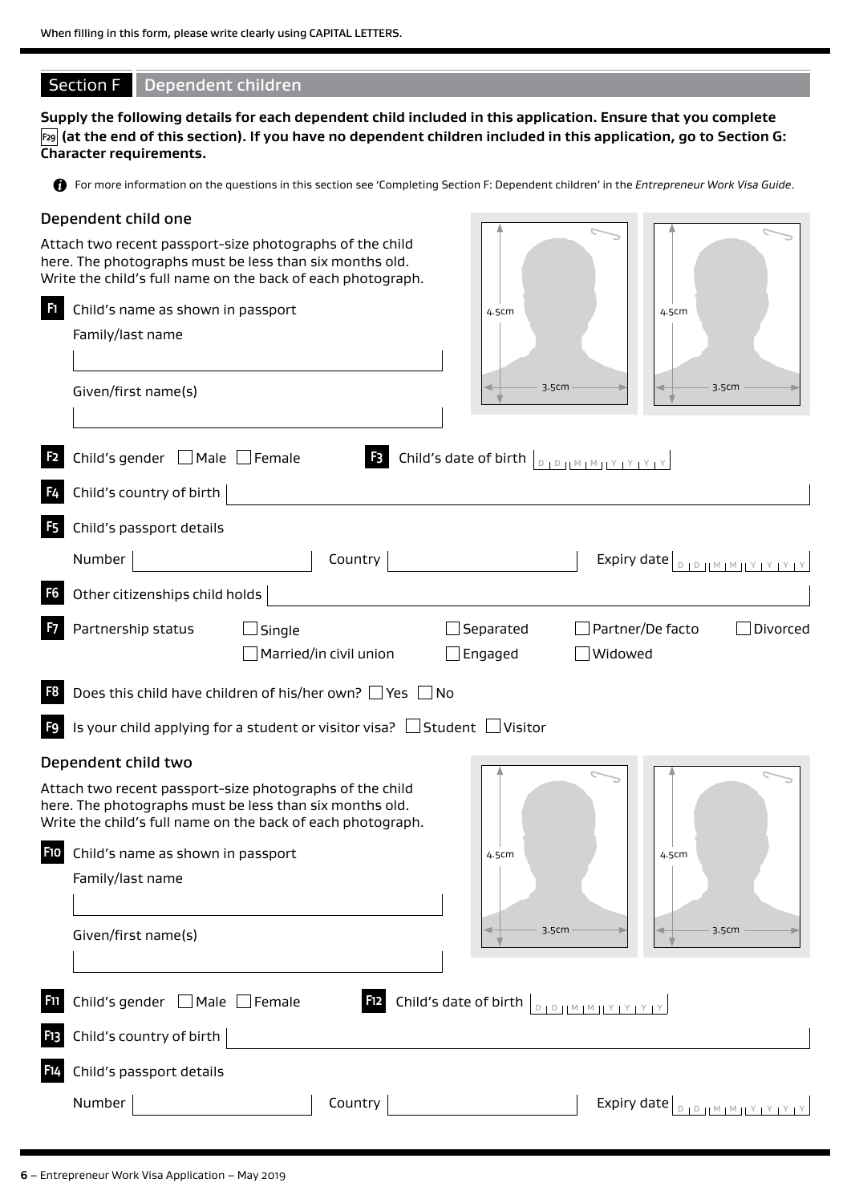When filling in this form, please write clearly using CAPITAL LETTERS.

## Section F Dependent children

**Supply the following details for each dependent child included in this application. Ensure that you complete F29 (at the end of this section). If you have no dependent children included in this application, go to Section G: Character requirements.**

For more information on the questions in this section see 'Completing Section F: Dependent children' in the *Entrepreneur Work Visa Guide*.

### Dependent child one

Attach two recent passport-size photographs of the child here. The photographs must be less than six months old. Write the child's full name on the back of each photograph.

4.5cm 3.5cm 4.5cm 3.5cm

**F1** Child's name as shown in passport

Family/last name

Given/first name(s)

**F2** Child's gender ☐ Male ☐ Female

**F3** Child's date of birth D D M M Y Y Y Y

**F4** Child's country of birth

**F5** Child's passport details

Number Country Expiry date D D M M Y Y Y Y

**F6** Other citizenships child holds

**F7** Partnership status ☐ Single ☐ Married/in civil union ☐ Separated ☐ Engaged ☐ Partner/De facto ☐ Widowed ☐ Divorced

**F8** Does this child have children of his/her own? ☐ Yes ☐ No

**F9** Is your child applying for a student or visitor visa? ☐ Student ☐ Visitor

### Dependent child two

Attach two recent passport-size photographs of the child here. The photographs must be less than six months old. Write the child's full name on the back of each photograph.

4.5cm 3.5cm 4.5cm 3.5cm

**F10** Child's name as shown in passport

Family/last name

Given/first name(s)

**F11** Child's gender ☐ Male ☐ Female

**F12** Child's date of birth D D M M Y Y Y Y

**F13** Child's country of birth

**F14** Child's passport details

Number Country Expiry date D D M M Y Y Y Y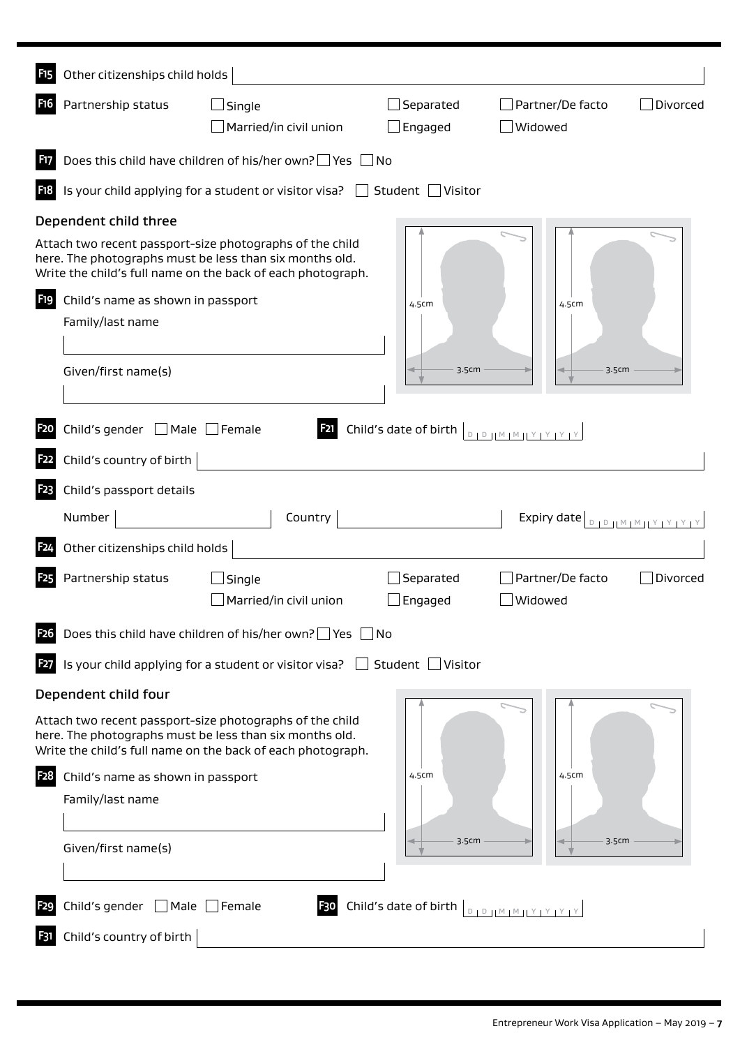**F15** Other citizenships child holds

**F16** Partnership status ☐ Single ☐ Married/in civil union ☐ Separated ☐ Engaged ☐ Partner/De facto ☐ Widowed ☐ Divorced

**F17** Does this child have children of his/her own? ☐ Yes ☐ No

**F18** Is your child applying for a student or visitor visa? ☐ Student ☐ Visitor

## Dependent child three

Attach two recent passport-size photographs of the child here. The photographs must be less than six months old. Write the child's full name on the back of each photograph.

4.5cm × 3.5cm | 4.5cm × 3.5cm

**F19** Child's name as shown in passport

Family/last name

Given/first name(s)

**F20** Child's gender ☐ Male ☐ Female

**F21** Child's date of birth D D M M Y Y Y Y

**F22** Child's country of birth

**F23** Child's passport details

Number Country Expiry date D D M M Y Y Y Y

**F24** Other citizenships child holds

**F25** Partnership status ☐ Single ☐ Married/in civil union ☐ Separated ☐ Engaged ☐ Partner/De facto ☐ Widowed ☐ Divorced

**F26** Does this child have children of his/her own? ☐ Yes ☐ No

**F27** Is your child applying for a student or visitor visa? ☐ Student ☐ Visitor

## Dependent child four

Attach two recent passport-size photographs of the child here. The photographs must be less than six months old. Write the child's full name on the back of each photograph.

4.5cm × 3.5cm | 4.5cm × 3.5cm

**F28** Child's name as shown in passport

Family/last name

Given/first name(s)

**F29** Child's gender ☐ Male ☐ Female

**F30** Child's date of birth D D M M Y Y Y Y

**F31** Child's country of birth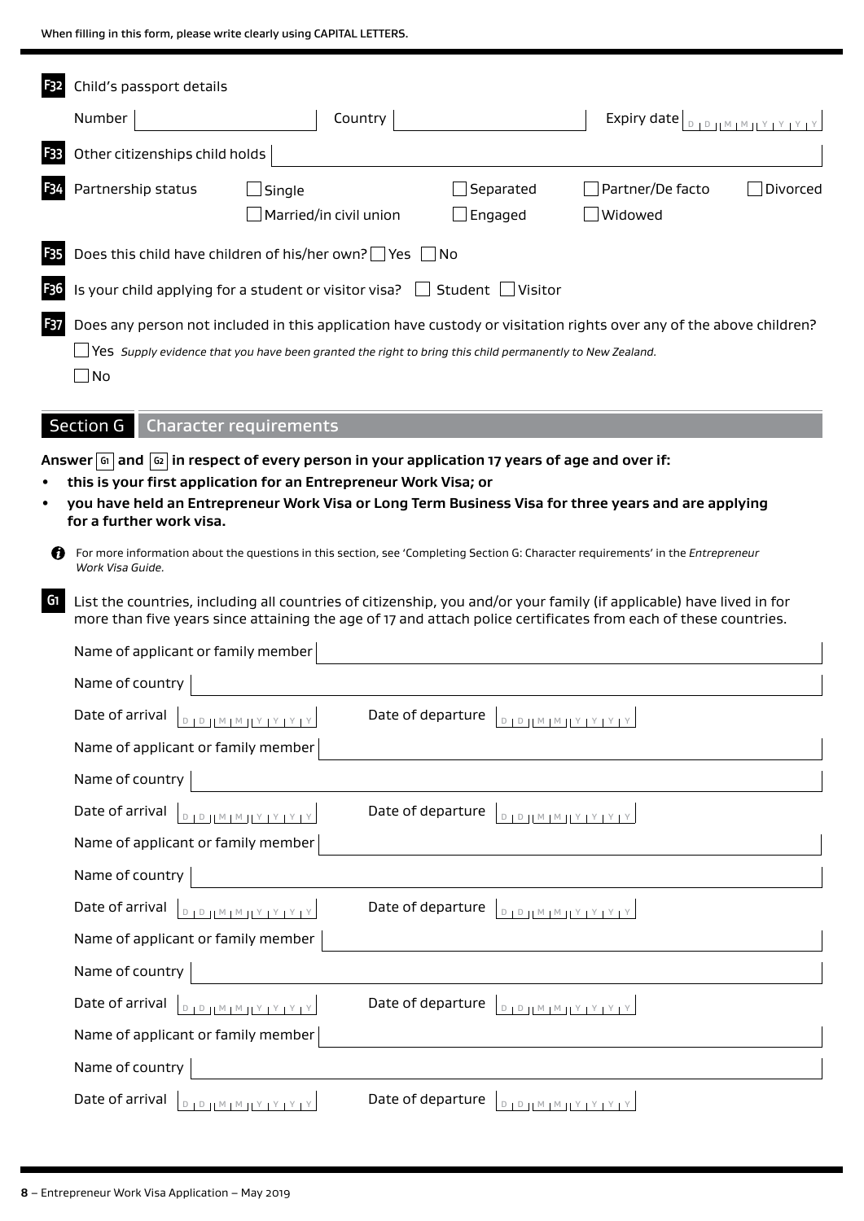When filling in this form, please write clearly using CAPITAL LETTERS.

**F32** Child's passport details

Number ______ Country ______ Expiry date D D M M Y Y Y Y

**F33** Other citizenships child holds ______

**F34** Partnership status

☐ Single ☐ Married/in civil union ☐ Separated ☐ Engaged ☐ Partner/De facto ☐ Widowed ☐ Divorced

**F35** Does this child have children of his/her own? ☐ Yes ☐ No

**F36** Is your child applying for a student or visitor visa? ☐ Student ☐ Visitor

**F37** Does any person not included in this application have custody or visitation rights over any of the above children?

☐ Yes *Supply evidence that you have been granted the right to bring this child permanently to New Zealand.*

☐ No

## Section G Character requirements

**Answer G1 and G2 in respect of every person in your application 17 years of age and over if:**

- **this is your first application for an Entrepreneur Work Visa; or**
- **you have held an Entrepreneur Work Visa or Long Term Business Visa for three years and are applying for a further work visa.**

For more information about the questions in this section, see 'Completing Section G: Character requirements' in the *Entrepreneur Work Visa Guide.*

**G1** List the countries, including all countries of citizenship, you and/or your family (if applicable) have lived in for more than five years since attaining the age of 17 and attach police certificates from each of these countries.

Name of applicant or family member ______

Name of country ______

Date of arrival D D M M Y Y Y Y Date of departure D D M M Y Y Y Y

Name of applicant or family member ______

Name of country ______

Date of arrival D D M M Y Y Y Y Date of departure D D M M Y Y Y Y

Name of applicant or family member ______

Name of country ______

Date of arrival D D M M Y Y Y Y Date of departure D D M M Y Y Y Y

Name of applicant or family member ______

Name of country ______

Date of arrival D D M M Y Y Y Y Date of departure D D M M Y Y Y Y

Name of applicant or family member ______

Name of country ______

Date of arrival D D M M Y Y Y Y Date of departure D D M M Y Y Y Y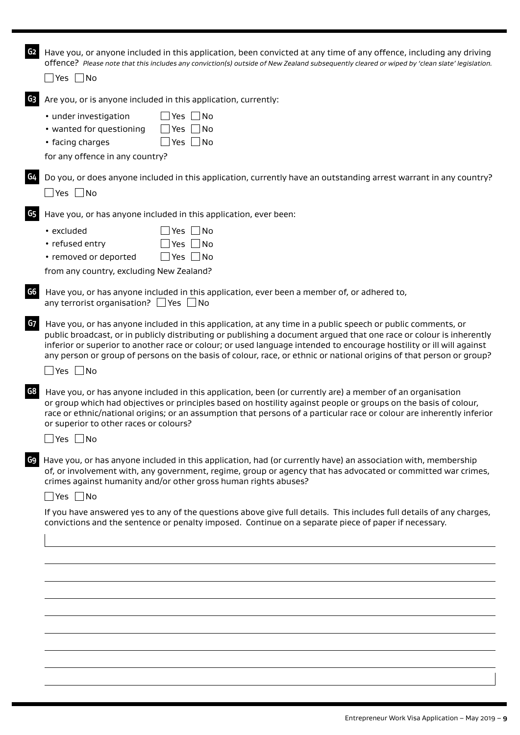**G2** Have you, or anyone included in this application, been convicted at any time of any offence, including any driving offence? *Please note that this includes any conviction(s) outside of New Zealand subsequently cleared or wiped by 'clean slate' legislation.*

☐ Yes ☐ No

**G3** Are you, or is anyone included in this application, currently:

- under investigation ☐ Yes ☐ No
- wanted for questioning ☐ Yes ☐ No
- facing charges ☐ Yes ☐ No

for any offence in any country?

**G4** Do you, or does anyone included in this application, currently have an outstanding arrest warrant in any country?

☐ Yes ☐ No

**G5** Have you, or has anyone included in this application, ever been:

- excluded ☐ Yes ☐ No
- refused entry ☐ Yes ☐ No
- removed or deported ☐ Yes ☐ No

from any country, excluding New Zealand?

**G6** Have you, or has anyone included in this application, ever been a member of, or adhered to, any terrorist organisation? ☐ Yes ☐ No

**G7** Have you, or has anyone included in this application, at any time in a public speech or public comments, or public broadcast, or in publicly distributing or publishing a document argued that one race or colour is inherently inferior or superior to another race or colour; or used language intended to encourage hostility or ill will against any person or group of persons on the basis of colour, race, or ethnic or national origins of that person or group?

☐ Yes ☐ No

**G8** Have you, or has anyone included in this application, been (or currently are) a member of an organisation or group which had objectives or principles based on hostility against people or groups on the basis of colour, race or ethnic/national origins; or an assumption that persons of a particular race or colour are inherently inferior or superior to other races or colours?

☐ Yes ☐ No

**G9** Have you, or has anyone included in this application, had (or currently have) an association with, membership of, or involvement with, any government, regime, group or agency that has advocated or committed war crimes, crimes against humanity and/or other gross human rights abuses?

☐ Yes ☐ No

If you have answered yes to any of the questions above give full details. This includes full details of any charges, convictions and the sentence or penalty imposed. Continue on a separate piece of paper if necessary.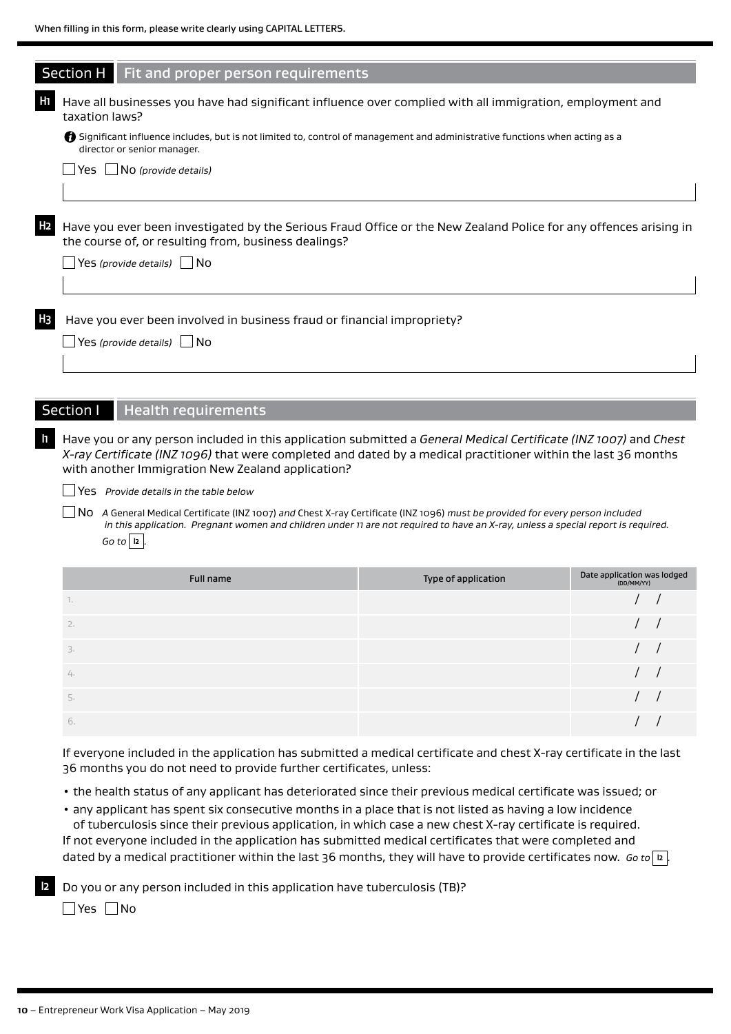When filling in this form, please write clearly using CAPITAL LETTERS.

## Section H Fit and proper person requirements

**H1** Have all businesses you have had significant influence over complied with all immigration, employment and taxation laws?

Significant influence includes, but is not limited to, control of management and administrative functions when acting as a director or senior manager.

☐ Yes ☐ No *(provide details)*

**H2** Have you ever been investigated by the Serious Fraud Office or the New Zealand Police for any offences arising in the course of, or resulting from, business dealings?

☐ Yes *(provide details)* ☐ No

**H3** Have you ever been involved in business fraud or financial impropriety?

☐ Yes *(provide details)* ☐ No

## Section I Health requirements

**I1** Have you or any person included in this application submitted a *General Medical Certificate (INZ 1007)* and *Chest X-ray Certificate (INZ 1096)* that were completed and dated by a medical practitioner within the last 36 months with another Immigration New Zealand application?

☐ Yes *Provide details in the table below*

☐ No *A* General Medical Certificate (INZ 1007) *and* Chest X-ray Certificate (INZ 1096) *must be provided for every person included in this application. Pregnant women and children under 11 are not required to have an X-ray, unless a special report is required. Go to* **I2**.

| Full name | Type of application | Date application was lodged (DD/MM/YY) |
|---|---|---|
| 1. | | / / |
| 2. | | / / |
| 3. | | / / |
| 4. | | / / |
| 5. | | / / |
| 6. | | / / |

If everyone included in the application has submitted a medical certificate and chest X-ray certificate in the last 36 months you do not need to provide further certificates, unless:

- the health status of any applicant has deteriorated since their previous medical certificate was issued; or
- any applicant has spent six consecutive months in a place that is not listed as having a low incidence of tuberculosis since their previous application, in which case a new chest X-ray certificate is required.

If not everyone included in the application has submitted medical certificates that were completed and dated by a medical practitioner within the last 36 months, they will have to provide certificates now. *Go to* **I2**.

**I2** Do you or any person included in this application have tuberculosis (TB)?

☐ Yes ☐ No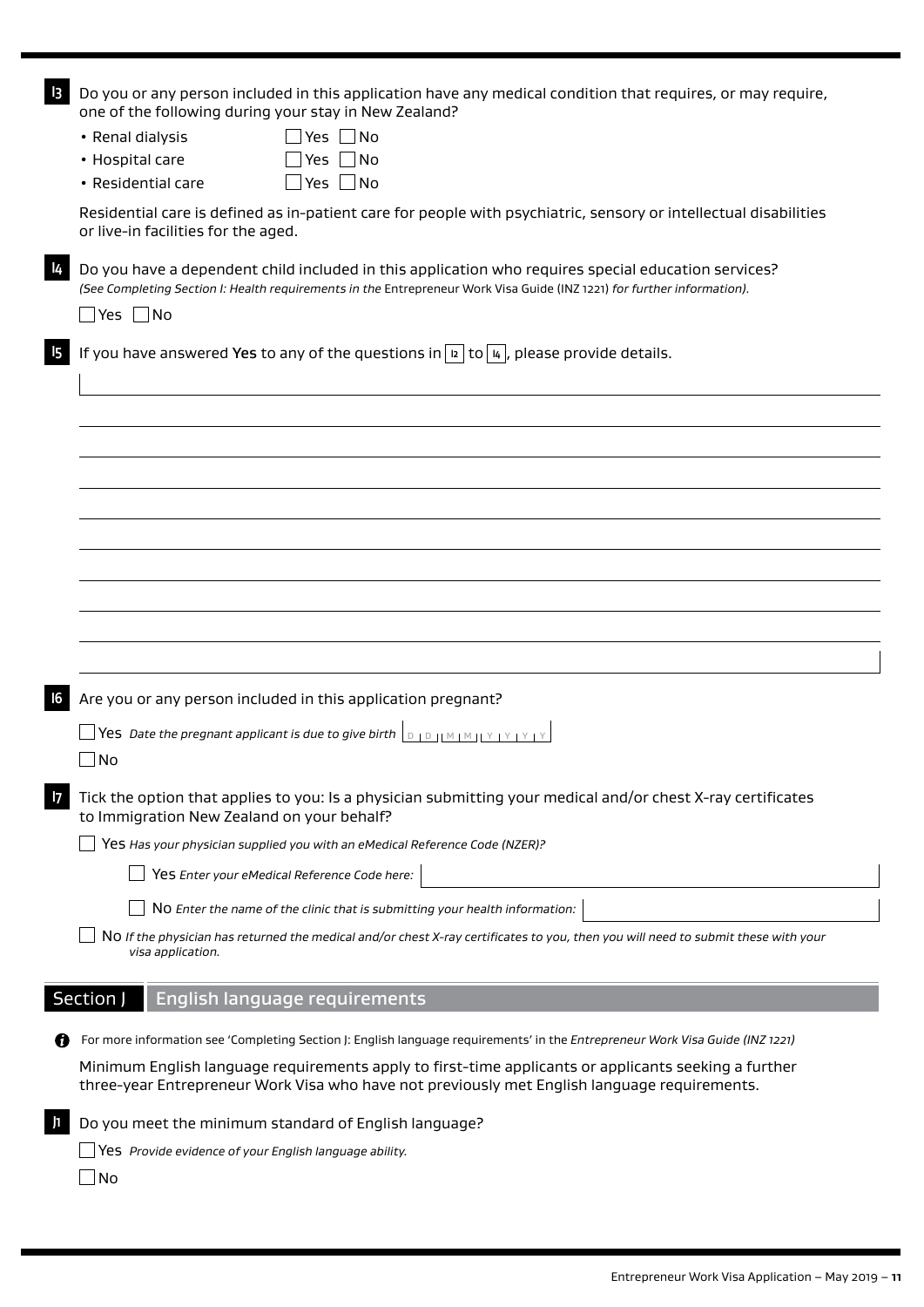**I3** Do you or any person included in this application have any medical condition that requires, or may require, one of the following during your stay in New Zealand?

- Renal dialysis ☐ Yes ☐ No
- Hospital care ☐ Yes ☐ No
- Residential care ☐ Yes ☐ No

Residential care is defined as in-patient care for people with psychiatric, sensory or intellectual disabilities or live-in facilities for the aged.

**I4** Do you have a dependent child included in this application who requires special education services?
*(See Completing Section I: Health requirements in the* Entrepreneur Work Visa Guide (INZ 1221) *for further information).*

☐ Yes ☐ No

**I5** If you have answered **Yes** to any of the questions in I2 to I4, please provide details.

**I6** Are you or any person included in this application pregnant?

☐ Yes *Date the pregnant applicant is due to give birth* DD MM YYYY

☐ No

**I7** Tick the option that applies to you: Is a physician submitting your medical and/or chest X-ray certificates to Immigration New Zealand on your behalf?

☐ Yes *Has your physician supplied you with an eMedical Reference Code (NZER)?*

  ☐ Yes *Enter your eMedical Reference Code here:*

  ☐ No *Enter the name of the clinic that is submitting your health information:*

☐ No *If the physician has returned the medical and/or chest X-ray certificates to you, then you will need to submit these with your visa application.*

## Section J English language requirements

For more information see 'Completing Section J: English language requirements' in the *Entrepreneur Work Visa Guide (INZ 1221)*

Minimum English language requirements apply to first-time applicants or applicants seeking a further three-year Entrepreneur Work Visa who have not previously met English language requirements.

**J1** Do you meet the minimum standard of English language?

☐ Yes *Provide evidence of your English language ability.*

☐ No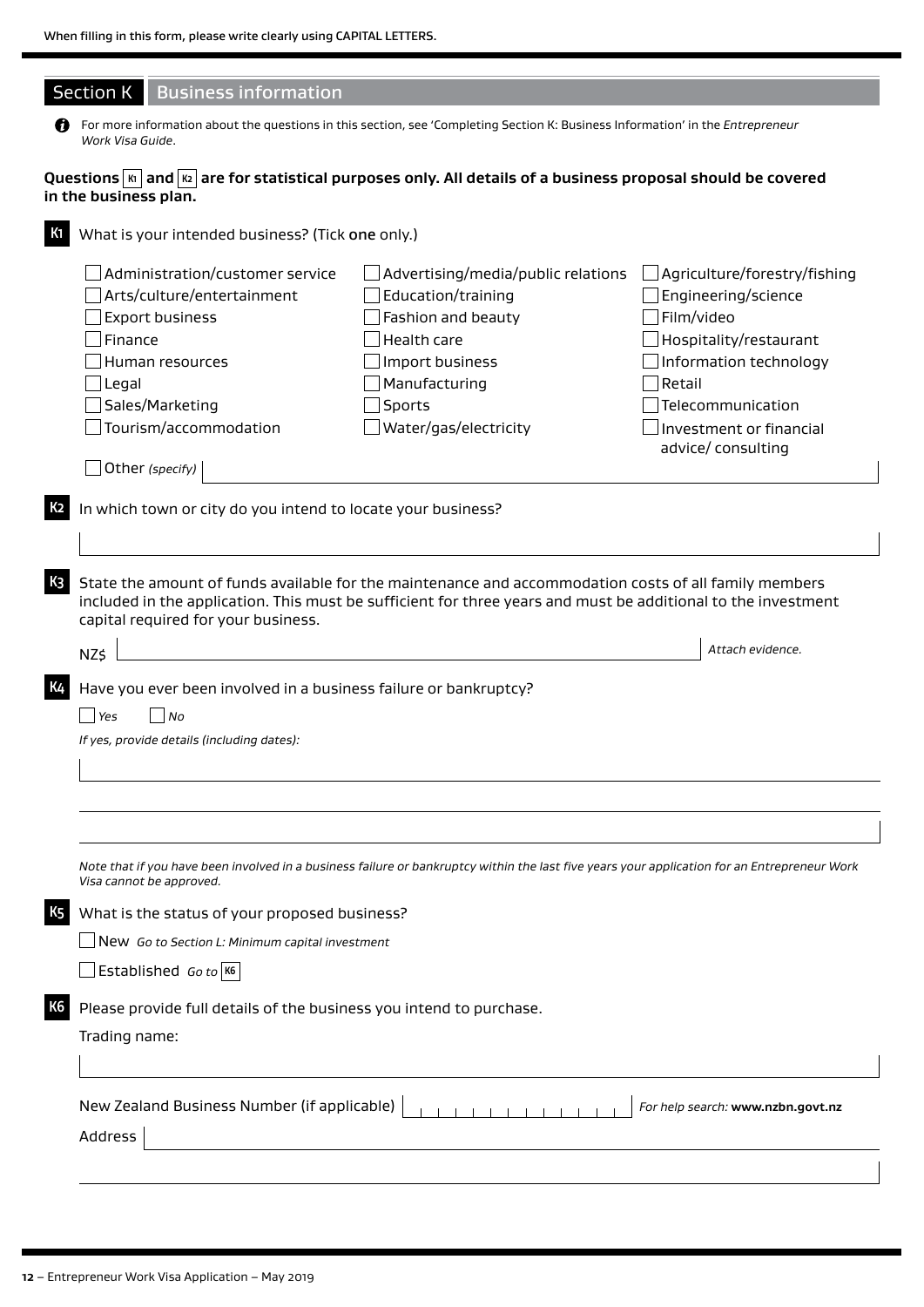When filling in this form, please write clearly using CAPITAL LETTERS.

## Section K Business information

For more information about the questions in this section, see 'Completing Section K: Business Information' in the *Entrepreneur Work Visa Guide*.

**Questions K1 and K2 are for statistical purposes only. All details of a business proposal should be covered in the business plan.**

**K1** What is your intended business? (Tick **one** only.)

- ☐ Administration/customer service
- ☐ Advertising/media/public relations
- ☐ Agriculture/forestry/fishing
- ☐ Arts/culture/entertainment
- ☐ Education/training
- ☐ Engineering/science
- ☐ Export business
- ☐ Fashion and beauty
- ☐ Film/video
- ☐ Finance
- ☐ Health care
- ☐ Hospitality/restaurant
- ☐ Human resources
- ☐ Import business
- ☐ Information technology
- ☐ Legal
- ☐ Manufacturing
- ☐ Retail
- ☐ Sales/Marketing
- ☐ Sports
- ☐ Telecommunication
- ☐ Tourism/accommodation
- ☐ Water/gas/electricity
- ☐ Investment or financial advice/ consulting
- ☐ Other *(specify)* ____________________

**K2** In which town or city do you intend to locate your business?

____________________

**K3** State the amount of funds available for the maintenance and accommodation costs of all family members included in the application. This must be sufficient for three years and must be additional to the investment capital required for your business.

NZ$ ____________________ *Attach evidence.*

**K4** Have you ever been involved in a business failure or bankruptcy?

☐ *Yes* ☐ *No*

*If yes, provide details (including dates):*

____________________

____________________

____________________

*Note that if you have been involved in a business failure or bankruptcy within the last five years your application for an Entrepreneur Work Visa cannot be approved.*

**K5** What is the status of your proposed business?

☐ New *Go to Section L: Minimum capital investment*

☐ Established *Go to* **K6**

**K6** Please provide full details of the business you intend to purchase.

Trading name:

____________________

New Zealand Business Number (if applicable) ____________________ *For help search:* **www.nzbn.govt.nz**

Address ____________________

____________________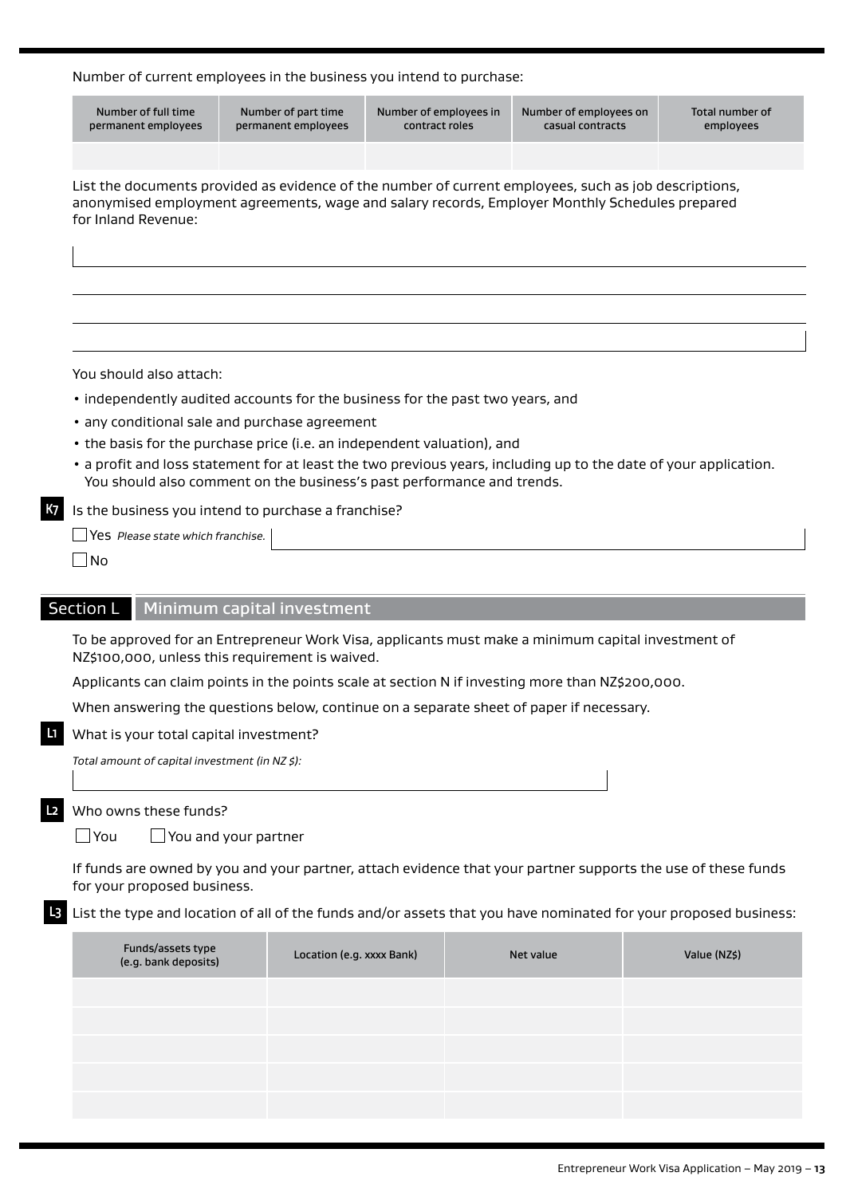Number of current employees in the business you intend to purchase:

| Number of full time permanent employees | Number of part time permanent employees | Number of employees in contract roles | Number of employees on casual contracts | Total number of employees |
|---|---|---|---|---|
| | | | | |

List the documents provided as evidence of the number of current employees, such as job descriptions, anonymised employment agreements, wage and salary records, Employer Monthly Schedules prepared for Inland Revenue:

You should also attach:

- independently audited accounts for the business for the past two years, and
- any conditional sale and purchase agreement
- the basis for the purchase price (i.e. an independent valuation), and
- a profit and loss statement for at least the two previous years, including up to the date of your application. You should also comment on the business's past performance and trends.

**K7** Is the business you intend to purchase a franchise?

☐ Yes *Please state which franchise.*

☐ No

## Section L Minimum capital investment

To be approved for an Entrepreneur Work Visa, applicants must make a minimum capital investment of NZ$100,000, unless this requirement is waived.

Applicants can claim points in the points scale at section N if investing more than NZ$200,000.

When answering the questions below, continue on a separate sheet of paper if necessary.

**L1** What is your total capital investment?

*Total amount of capital investment (in NZ $):*

**L2** Who owns these funds?

☐ You ☐ You and your partner

If funds are owned by you and your partner, attach evidence that your partner supports the use of these funds for your proposed business.

**L3** List the type and location of all of the funds and/or assets that you have nominated for your proposed business:

| Funds/assets type (e.g. bank deposits) | Location (e.g. xxxx Bank) | Net value | Value (NZ$) |
|---|---|---|---|
| | | | |
| | | | |
| | | | |
| | | | |
| | | | |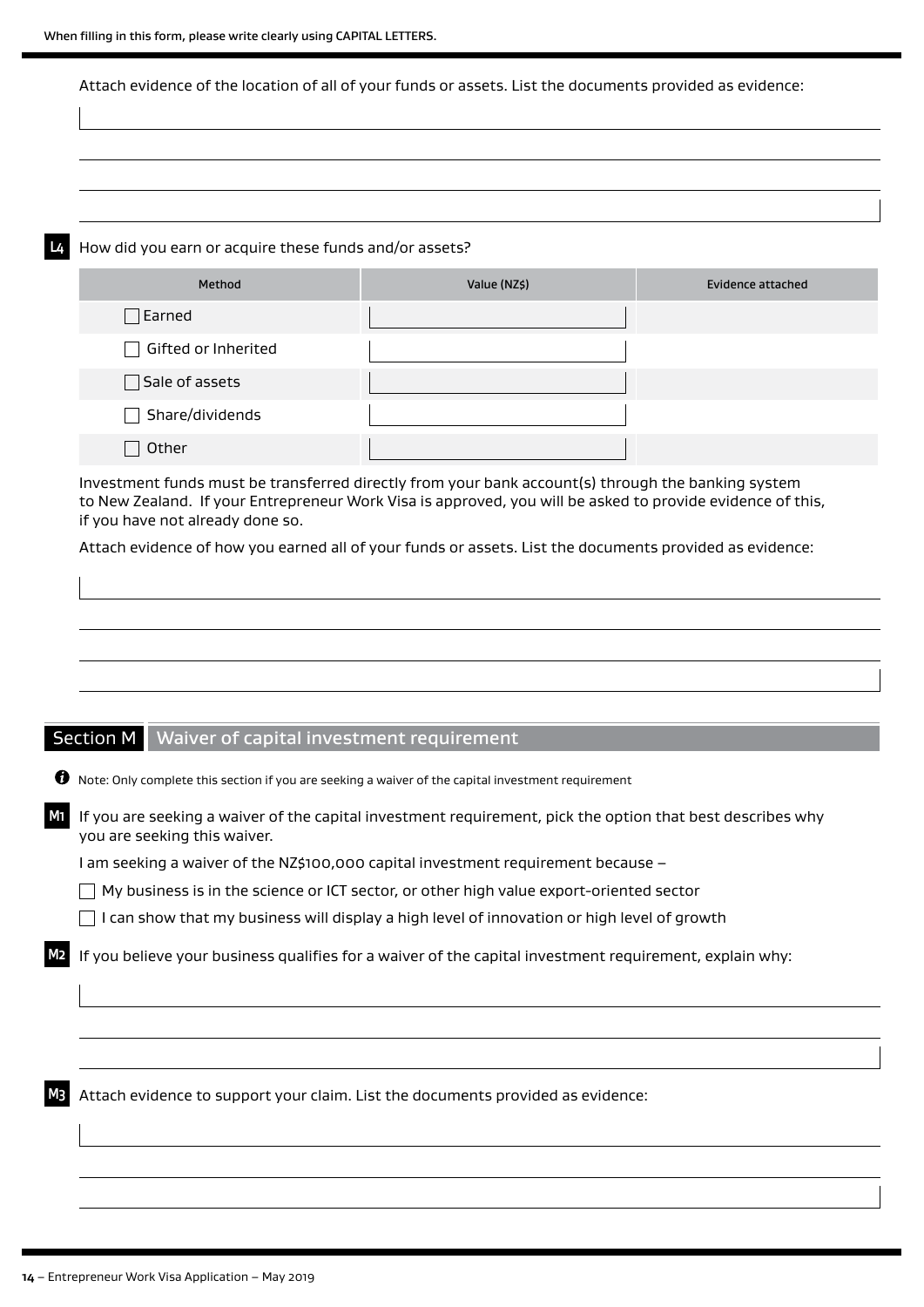Attach evidence of the location of all of your funds or assets. List the documents provided as evidence:

**L4** How did you earn or acquire these funds and/or assets?

| Method | Value (NZ$) | Evidence attached |
|---|---|---|
| ☐ Earned | | |
| ☐ Gifted or Inherited | | |
| ☐ Sale of assets | | |
| ☐ Share/dividends | | |
| ☐ Other | | |

Investment funds must be transferred directly from your bank account(s) through the banking system to New Zealand. If your Entrepreneur Work Visa is approved, you will be asked to provide evidence of this, if you have not already done so.

Attach evidence of how you earned all of your funds or assets. List the documents provided as evidence:

## Section M Waiver of capital investment requirement

Note: Only complete this section if you are seeking a waiver of the capital investment requirement

**M1** If you are seeking a waiver of the capital investment requirement, pick the option that best describes why you are seeking this waiver.

I am seeking a waiver of the NZ$100,000 capital investment requirement because –

☐ My business is in the science or ICT sector, or other high value export-oriented sector

☐ I can show that my business will display a high level of innovation or high level of growth

**M2** If you believe your business qualifies for a waiver of the capital investment requirement, explain why:

**M3** Attach evidence to support your claim. List the documents provided as evidence: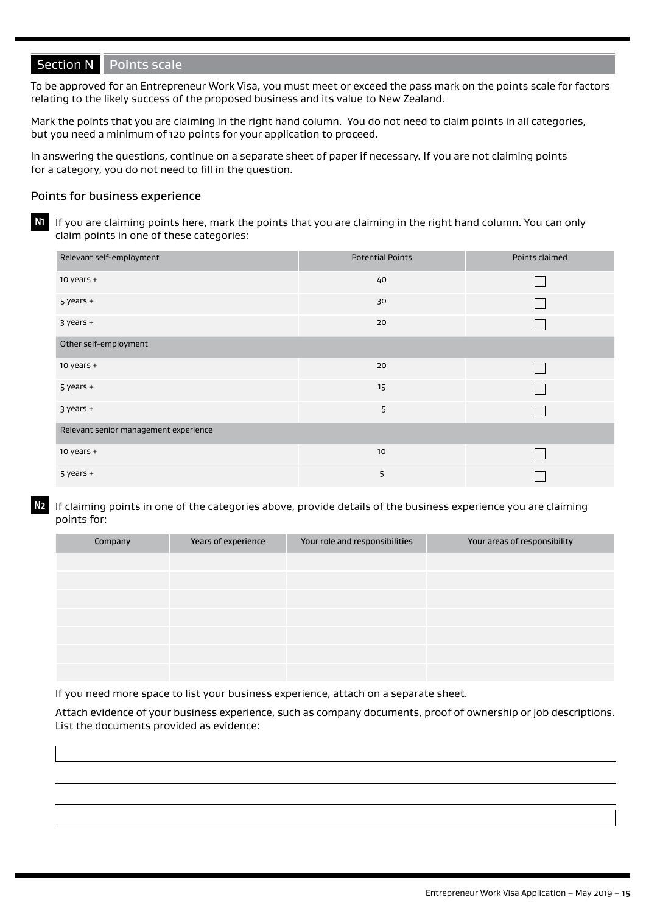## Section N Points scale

To be approved for an Entrepreneur Work Visa, you must meet or exceed the pass mark on the points scale for factors relating to the likely success of the proposed business and its value to New Zealand.

Mark the points that you are claiming in the right hand column. You do not need to claim points in all categories, but you need a minimum of 120 points for your application to proceed.

In answering the questions, continue on a separate sheet of paper if necessary. If you are not claiming points for a category, you do not need to fill in the question.

### Points for business experience

**N1** If you are claiming points here, mark the points that you are claiming in the right hand column. You can only claim points in one of these categories:

| Relevant self-employment | Potential Points | Points claimed |
|---|---|---|
| 10 years + | 40 | ☐ |
| 5 years + | 30 | ☐ |
| 3 years + | 20 | ☐ |
| Other self-employment | | |
| 10 years + | 20 | ☐ |
| 5 years + | 15 | ☐ |
| 3 years + | 5 | ☐ |
| Relevant senior management experience | | |
| 10 years + | 10 | ☐ |
| 5 years + | 5 | ☐ |

**N2** If claiming points in one of the categories above, provide details of the business experience you are claiming points for:

| Company | Years of experience | Your role and responsibilities | Your areas of responsibility |
|---|---|---|---|
| | | | |
| | | | |
| | | | |
| | | | |
| | | | |
| | | | |
| | | | |

If you need more space to list your business experience, attach on a separate sheet.

Attach evidence of your business experience, such as company documents, proof of ownership or job descriptions. List the documents provided as evidence:

______________________________________________

______________________________________________

______________________________________________

______________________________________________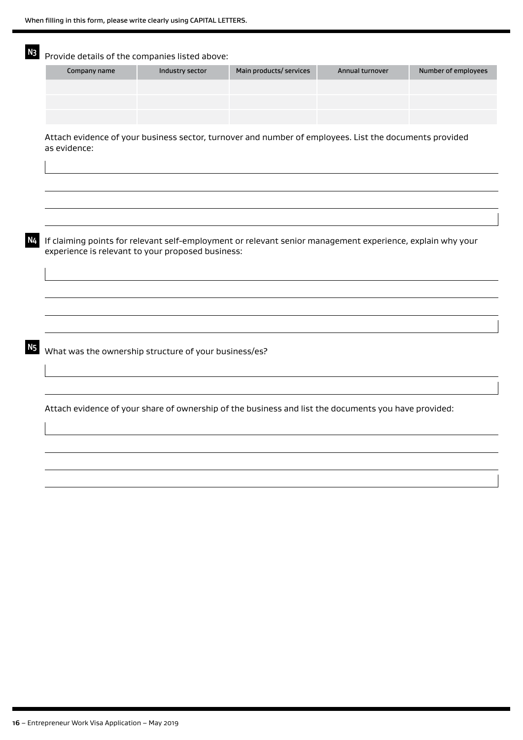**N3** Provide details of the companies listed above:

| Company name | Industry sector | Main products/ services | Annual turnover | Number of employees |
| --- | --- | --- | --- | --- |
| | | | | |
| | | | | |
| | | | | |

Attach evidence of your business sector, turnover and number of employees. List the documents provided as evidence:

**N4** If claiming points for relevant self-employment or relevant senior management experience, explain why your experience is relevant to your proposed business:

**N5** What was the ownership structure of your business/es?

Attach evidence of your share of ownership of the business and list the documents you have provided: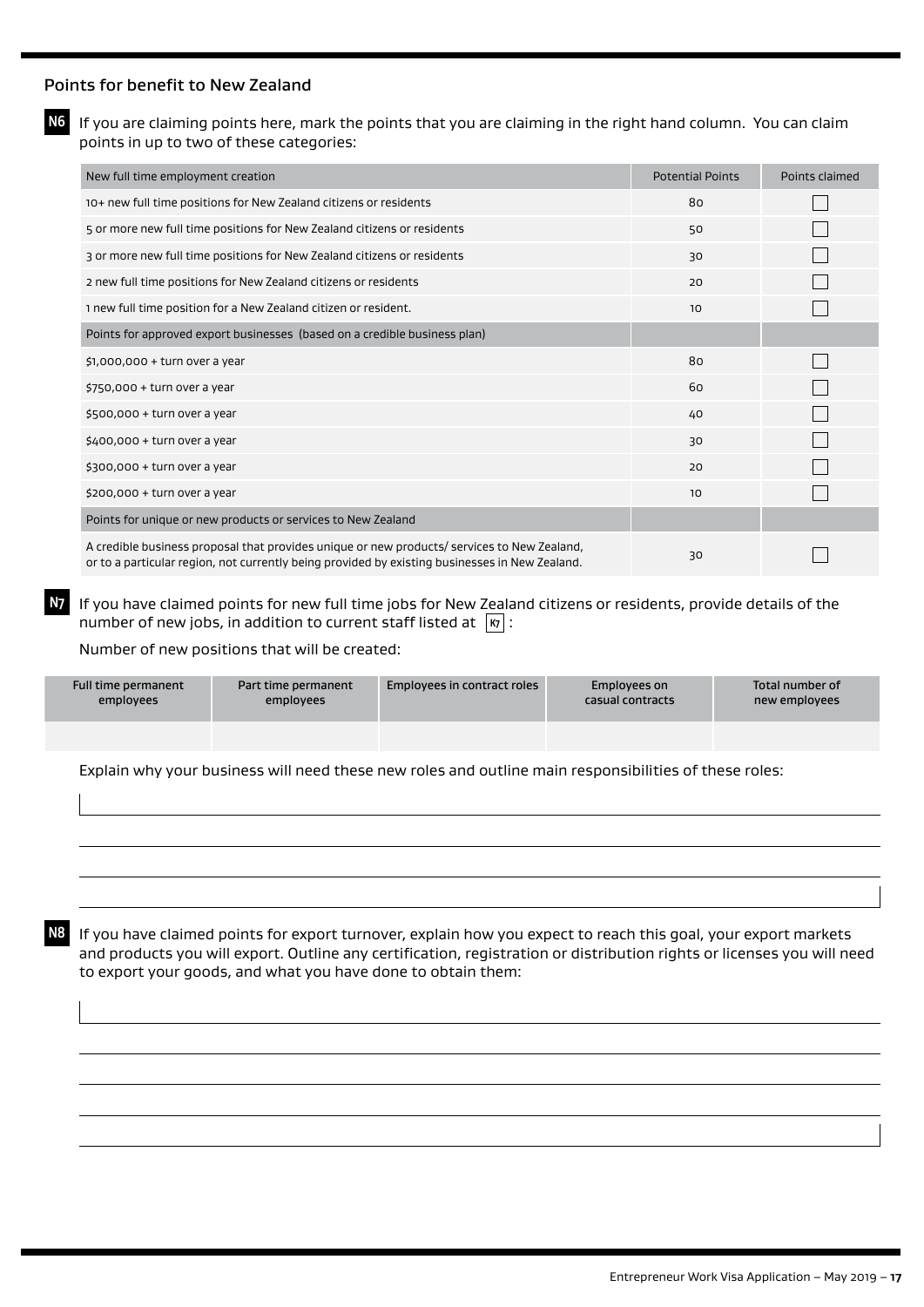## Points for benefit to New Zealand

**N6** If you are claiming points here, mark the points that you are claiming in the right hand column. You can claim points in up to two of these categories:

| New full time employment creation | Potential Points | Points claimed |
|---|---|---|
| 10+ new full time positions for New Zealand citizens or residents | 80 | ☐ |
| 5 or more new full time positions for New Zealand citizens or residents | 50 | ☐ |
| 3 or more new full time positions for New Zealand citizens or residents | 30 | ☐ |
| 2 new full time positions for New Zealand citizens or residents | 20 | ☐ |
| 1 new full time position for a New Zealand citizen or resident. | 10 | ☐ |
| Points for approved export businesses (based on a credible business plan) | | |
| $1,000,000 + turn over a year | 80 | ☐ |
| $750,000 + turn over a year | 60 | ☐ |
| $500,000 + turn over a year | 40 | ☐ |
| $400,000 + turn over a year | 30 | ☐ |
| $300,000 + turn over a year | 20 | ☐ |
| $200,000 + turn over a year | 10 | ☐ |
| Points for unique or new products or services to New Zealand | | |
| A credible business proposal that provides unique or new products/ services to New Zealand, or to a particular region, not currently being provided by existing businesses in New Zealand. | 30 | ☐ |

**N7** If you have claimed points for new full time jobs for New Zealand citizens or residents, provide details of the number of new jobs, in addition to current staff listed at K7 :

Number of new positions that will be created:

| Full time permanent employees | Part time permanent employees | Employees in contract roles | Employees on casual contracts | Total number of new employees |
|---|---|---|---|---|
| | | | | |

Explain why your business will need these new roles and outline main responsibilities of these roles:

**N8** If you have claimed points for export turnover, explain how you expect to reach this goal, your export markets and products you will export. Outline any certification, registration or distribution rights or licenses you will need to export your goods, and what you have done to obtain them: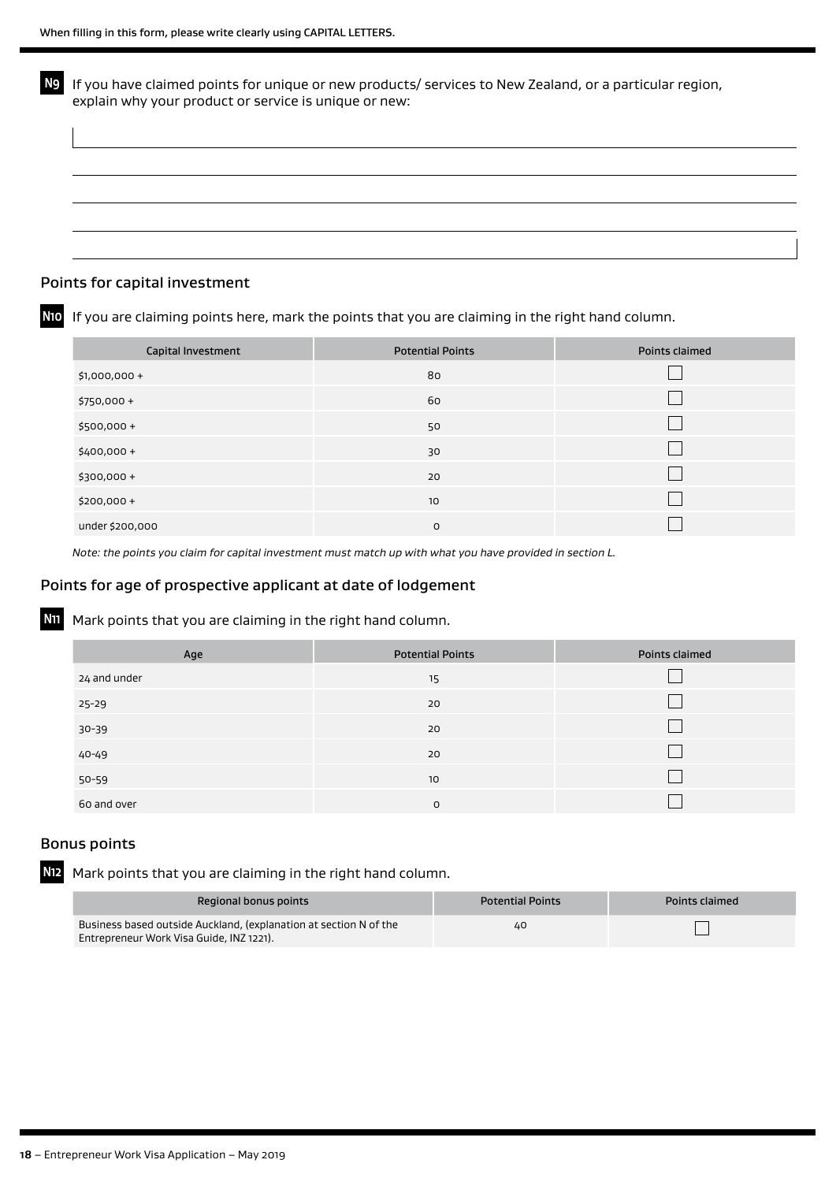When filling in this form, please write clearly using CAPITAL LETTERS.

**N9** If you have claimed points for unique or new products/ services to New Zealand, or a particular region, explain why your product or service is unique or new:

## Points for capital investment

**N10** If you are claiming points here, mark the points that you are claiming in the right hand column.

| Capital Investment | Potential Points | Points claimed |
|---|---|---|
| $1,000,000 + | 80 | ☐ |
| $750,000 + | 60 | ☐ |
| $500,000 + | 50 | ☐ |
| $400,000 + | 30 | ☐ |
| $300,000 + | 20 | ☐ |
| $200,000 + | 10 | ☐ |
| under $200,000 | 0 | ☐ |

*Note: the points you claim for capital investment must match up with what you have provided in section L.*

## Points for age of prospective applicant at date of lodgement

**N11** Mark points that you are claiming in the right hand column.

| Age | Potential Points | Points claimed |
|---|---|---|
| 24 and under | 15 | ☐ |
| 25-29 | 20 | ☐ |
| 30-39 | 20 | ☐ |
| 40-49 | 20 | ☐ |
| 50-59 | 10 | ☐ |
| 60 and over | 0 | ☐ |

## Bonus points

**N12** Mark points that you are claiming in the right hand column.

| Regional bonus points | Potential Points | Points claimed |
|---|---|---|
| Business based outside Auckland, (explanation at section N of the Entrepreneur Work Visa Guide, INZ 1221). | 40 | ☐ |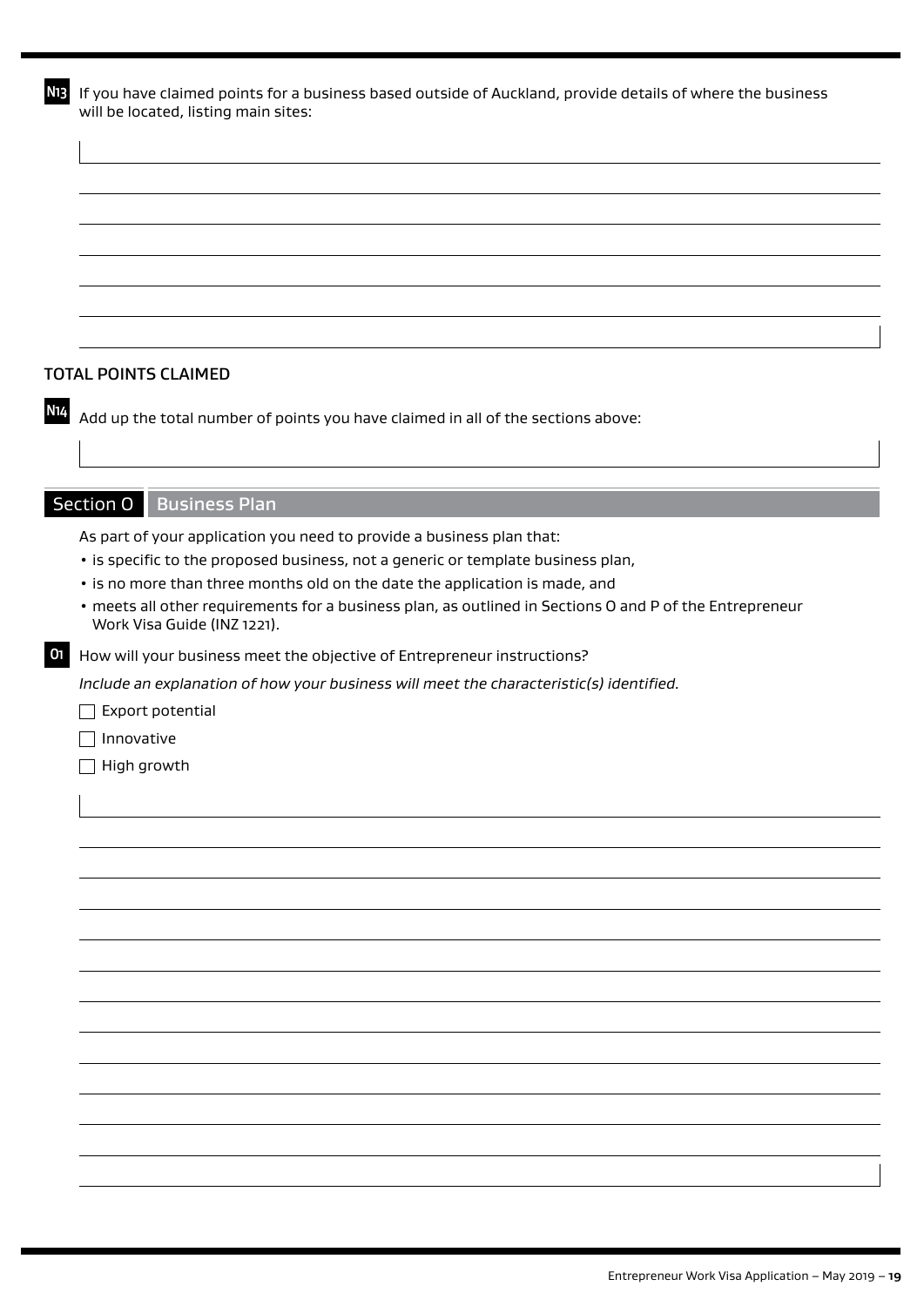**N13** If you have claimed points for a business based outside of Auckland, provide details of where the business will be located, listing main sites:

## TOTAL POINTS CLAIMED

**N14** Add up the total number of points you have claimed in all of the sections above:

## Section O Business Plan

As part of your application you need to provide a business plan that:

- is specific to the proposed business, not a generic or template business plan,
- is no more than three months old on the date the application is made, and
- meets all other requirements for a business plan, as outlined in Sections O and P of the Entrepreneur Work Visa Guide (INZ 1221).

**O1** How will your business meet the objective of Entrepreneur instructions?

*Include an explanation of how your business will meet the characteristic(s) identified.*

- ☐ Export potential
- ☐ Innovative
- ☐ High growth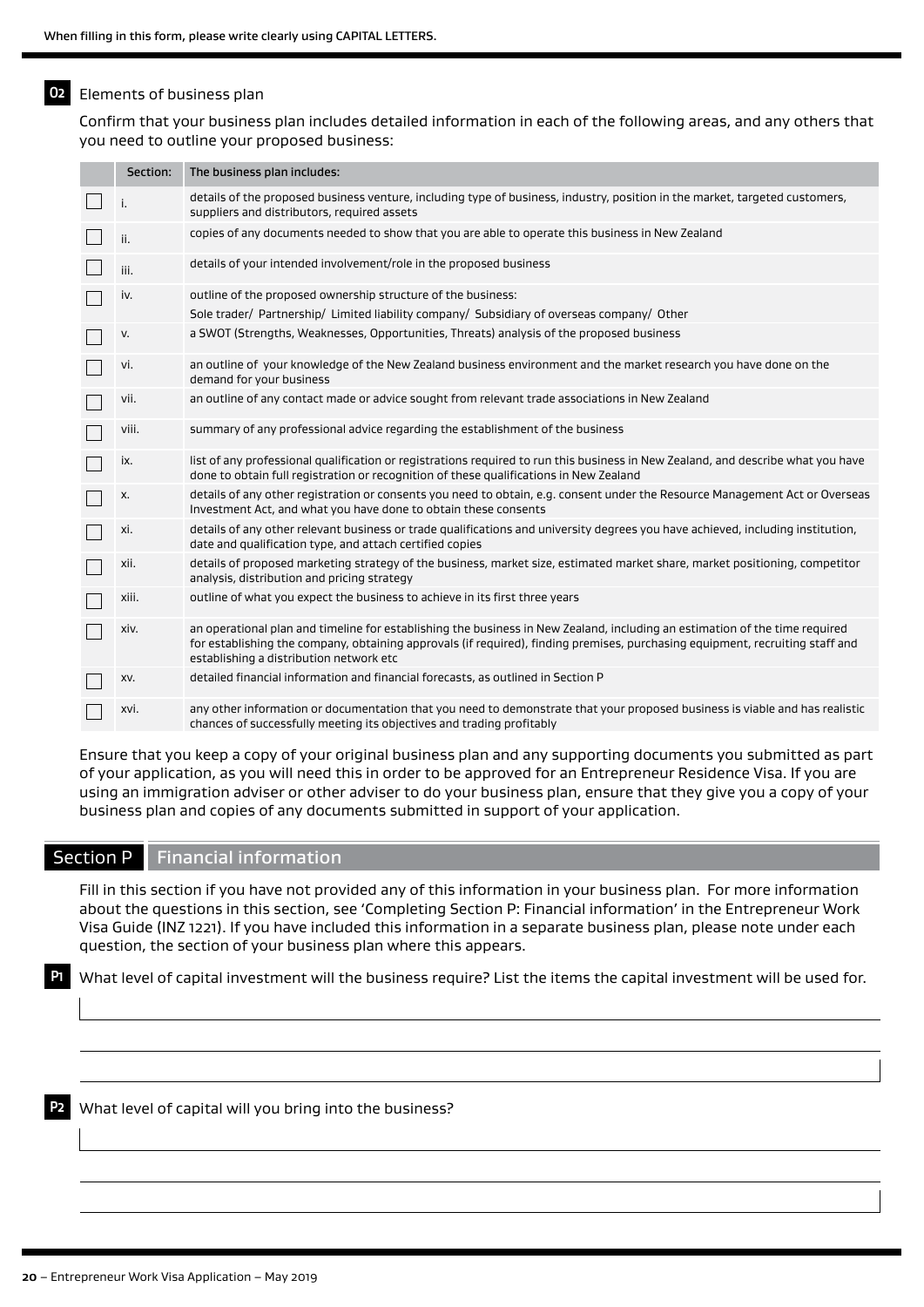When filling in this form, please write clearly using CAPITAL LETTERS.

**O2** Elements of business plan

Confirm that your business plan includes detailed information in each of the following areas, and any others that you need to outline your proposed business:

| | Section: | The business plan includes: |
|---|---|---|
| ☐ | i. | details of the proposed business venture, including type of business, industry, position in the market, targeted customers, suppliers and distributors, required assets |
| ☐ | ii. | copies of any documents needed to show that you are able to operate this business in New Zealand |
| ☐ | iii. | details of your intended involvement/role in the proposed business |
| ☐ | iv. | outline of the proposed ownership structure of the business: Sole trader/ Partnership/ Limited liability company/ Subsidiary of overseas company/ Other |
| ☐ | v. | a SWOT (Strengths, Weaknesses, Opportunities, Threats) analysis of the proposed business |
| ☐ | vi. | an outline of your knowledge of the New Zealand business environment and the market research you have done on the demand for your business |
| ☐ | vii. | an outline of any contact made or advice sought from relevant trade associations in New Zealand |
| ☐ | viii. | summary of any professional advice regarding the establishment of the business |
| ☐ | ix. | list of any professional qualification or registrations required to run this business in New Zealand, and describe what you have done to obtain full registration or recognition of these qualifications in New Zealand |
| ☐ | x. | details of any other registration or consents you need to obtain, e.g. consent under the Resource Management Act or Overseas Investment Act, and what you have done to obtain these consents |
| ☐ | xi. | details of any other relevant business or trade qualifications and university degrees you have achieved, including institution, date and qualification type, and attach certified copies |
| ☐ | xii. | details of proposed marketing strategy of the business, market size, estimated market share, market positioning, competitor analysis, distribution and pricing strategy |
| ☐ | xiii. | outline of what you expect the business to achieve in its first three years |
| ☐ | xiv. | an operational plan and timeline for establishing the business in New Zealand, including an estimation of the time required for establishing the company, obtaining approvals (if required), finding premises, purchasing equipment, recruiting staff and establishing a distribution network etc |
| ☐ | xv. | detailed financial information and financial forecasts, as outlined in Section P |
| ☐ | xvi. | any other information or documentation that you need to demonstrate that your proposed business is viable and has realistic chances of successfully meeting its objectives and trading profitably |

Ensure that you keep a copy of your original business plan and any supporting documents you submitted as part of your application, as you will need this in order to be approved for an Entrepreneur Residence Visa. If you are using an immigration adviser or other adviser to do your business plan, ensure that they give you a copy of your business plan and copies of any documents submitted in support of your application.

## Section P Financial information

Fill in this section if you have not provided any of this information in your business plan. For more information about the questions in this section, see 'Completing Section P: Financial information' in the Entrepreneur Work Visa Guide (INZ 1221). If you have included this information in a separate business plan, please note under each question, the section of your business plan where this appears.

**P1** What level of capital investment will the business require? List the items the capital investment will be used for.

**P2** What level of capital will you bring into the business?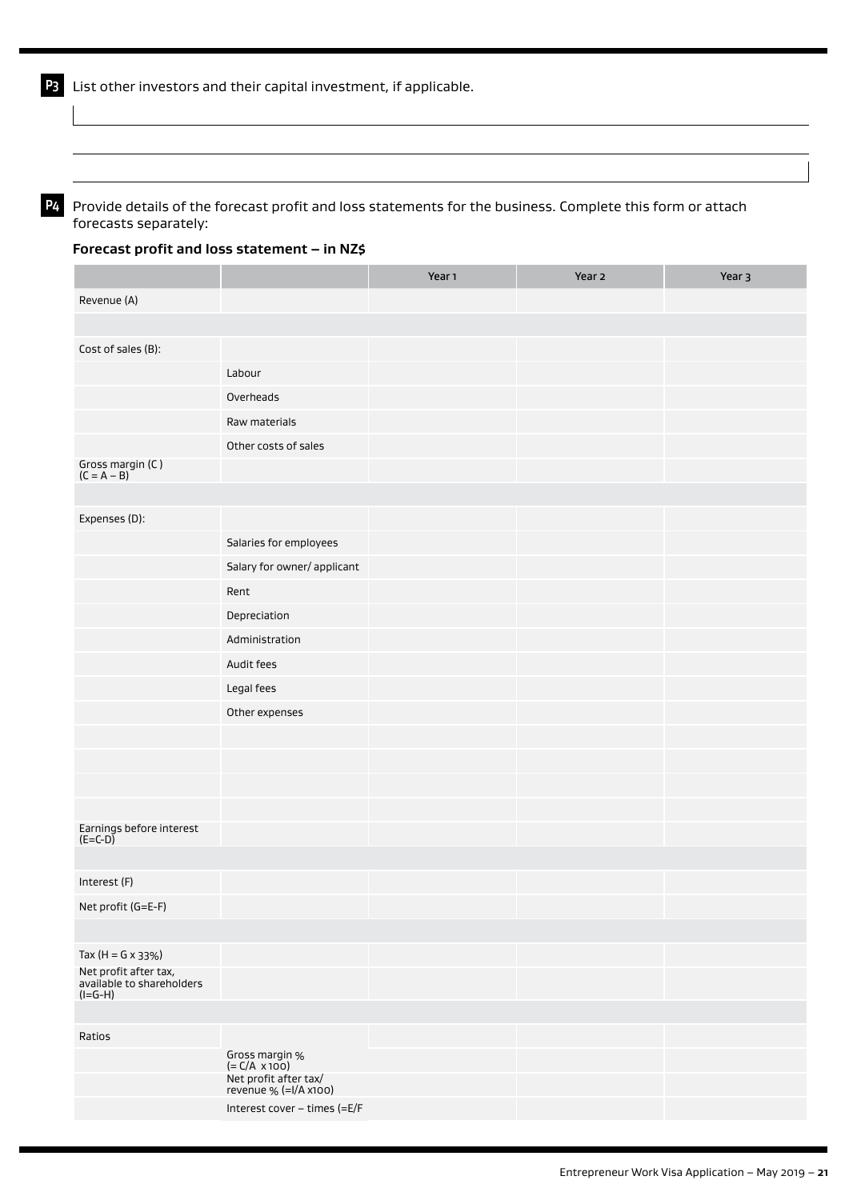**P3** List other investors and their capital investment, if applicable.

**P4** Provide details of the forecast profit and loss statements for the business. Complete this form or attach forecasts separately:

**Forecast profit and loss statement – in NZ$**

| | | Year 1 | Year 2 | Year 3 |
|---|---|---|---|---|
| Revenue (A) | | | | |
| | | | | |
| Cost of sales (B): | | | | |
| | Labour | | | |
| | Overheads | | | |
| | Raw materials | | | |
| | Other costs of sales | | | |
| Gross margin (C ) (C = A – B) | | | | |
| | | | | |
| Expenses (D): | | | | |
| | Salaries for employees | | | |
| | Salary for owner/ applicant | | | |
| | Rent | | | |
| | Depreciation | | | |
| | Administration | | | |
| | Audit fees | | | |
| | Legal fees | | | |
| | Other expenses | | | |
| | | | | |
| | | | | |
| | | | | |
| | | | | |
| Earnings before interest (E=C-D) | | | | |
| | | | | |
| Interest (F) | | | | |
| Net profit (G=E-F) | | | | |
| | | | | |
| Tax (H = G x 33%) | | | | |
| Net profit after tax, available to shareholders (I=G-H) | | | | |
| | | | | |
| Ratios | | | | |
| | Gross margin % (= C/A x 100) | | | |
| | Net profit after tax/ revenue % (=I/A x100) | | | |
| | Interest cover – times (=E/F | | | |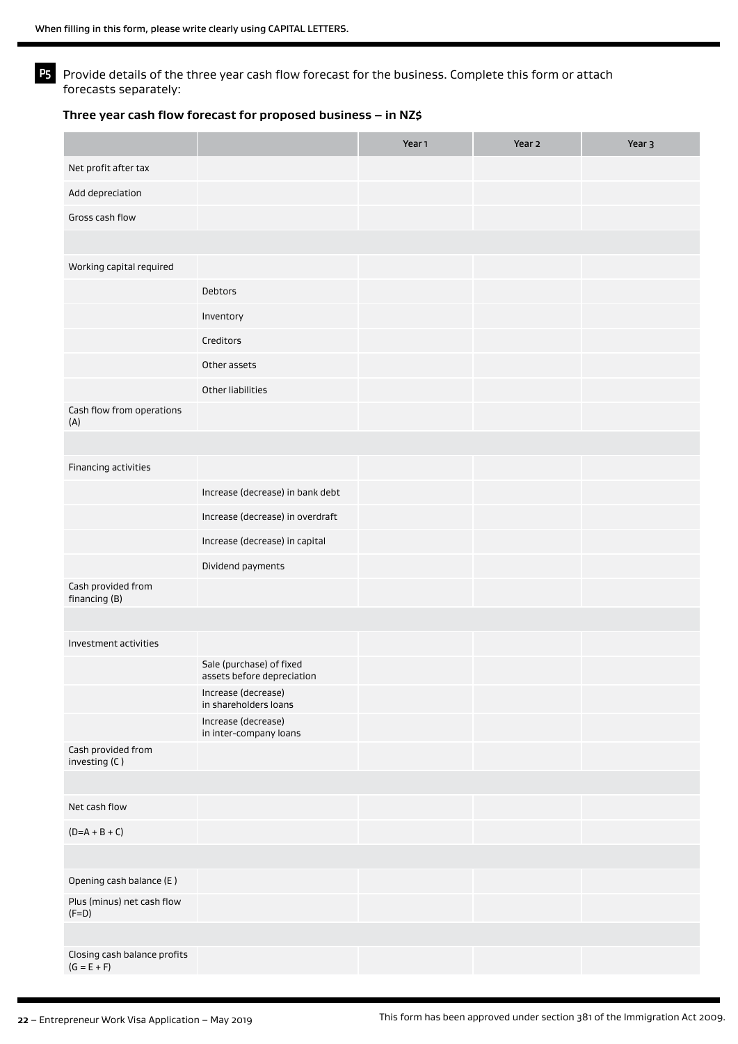When filling in this form, please write clearly using CAPITAL LETTERS.

**P5** Provide details of the three year cash flow forecast for the business. Complete this form or attach forecasts separately:

**Three year cash flow forecast for proposed business – in NZ$**

| | | Year 1 | Year 2 | Year 3 |
|---|---|---|---|---|
| Net profit after tax | | | | |
| Add depreciation | | | | |
| Gross cash flow | | | | |
| | | | | |
| Working capital required | | | | |
| | Debtors | | | |
| | Inventory | | | |
| | Creditors | | | |
| | Other assets | | | |
| | Other liabilities | | | |
| Cash flow from operations (A) | | | | |
| | | | | |
| Financing activities | | | | |
| | Increase (decrease) in bank debt | | | |
| | Increase (decrease) in overdraft | | | |
| | Increase (decrease) in capital | | | |
| | Dividend payments | | | |
| Cash provided from financing (B) | | | | |
| | | | | |
| Investment activities | | | | |
| | Sale (purchase) of fixed assets before depreciation | | | |
| | Increase (decrease) in shareholders loans | | | |
| | Increase (decrease) in inter-company loans | | | |
| Cash provided from investing (C ) | | | | |
| | | | | |
| Net cash flow | | | | |
| (D=A + B + C) | | | | |
| | | | | |
| Opening cash balance (E ) | | | | |
| Plus (minus) net cash flow (F=D) | | | | |
| | | | | |
| Closing cash balance profits (G = E + F) | | | | |

This form has been approved under section 381 of the Immigration Act 2009.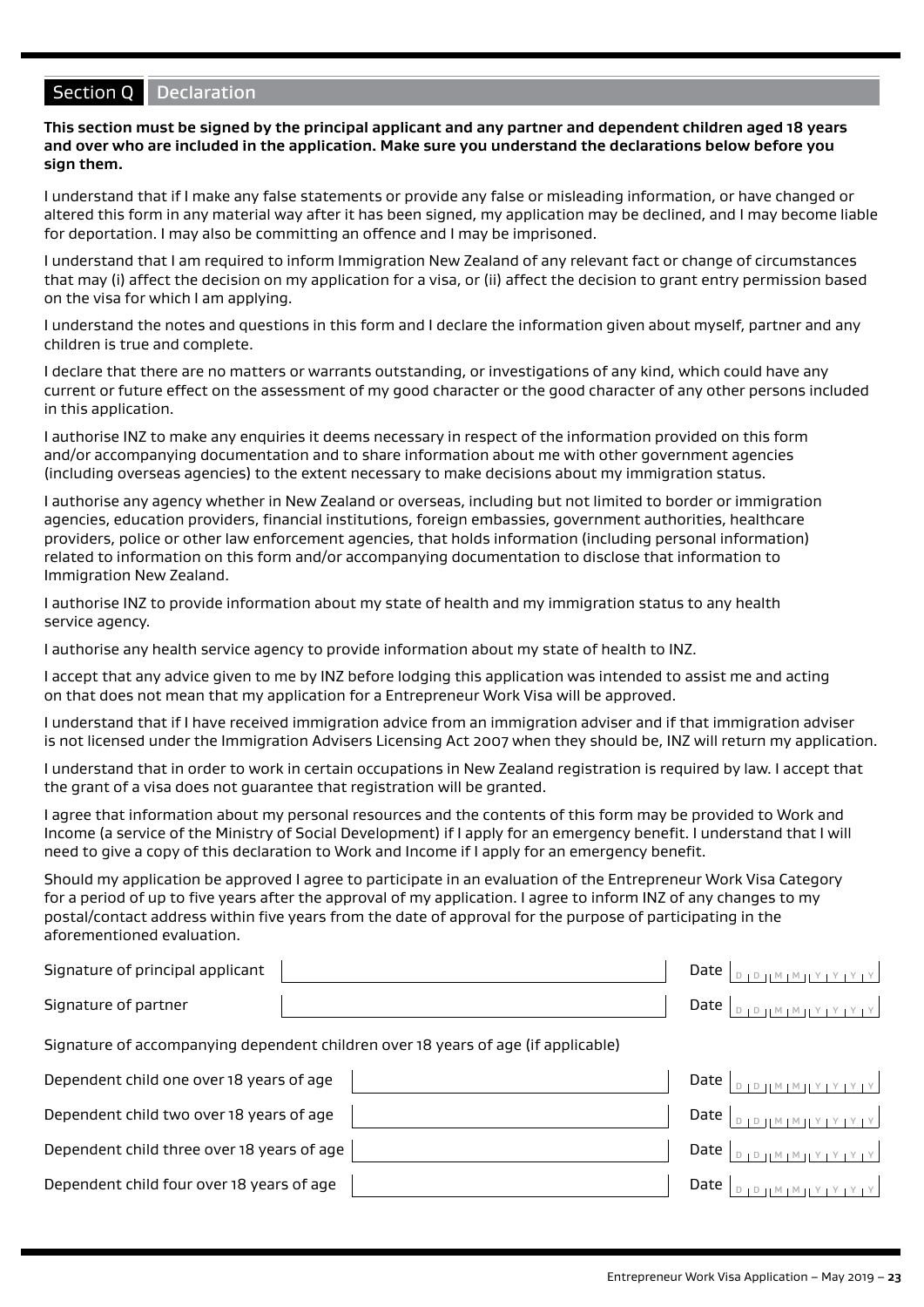## Section Q Declaration

**This section must be signed by the principal applicant and any partner and dependent children aged 18 years and over who are included in the application. Make sure you understand the declarations below before you sign them.**

I understand that if I make any false statements or provide any false or misleading information, or have changed or altered this form in any material way after it has been signed, my application may be declined, and I may become liable for deportation. I may also be committing an offence and I may be imprisoned.

I understand that I am required to inform Immigration New Zealand of any relevant fact or change of circumstances that may (i) affect the decision on my application for a visa, or (ii) affect the decision to grant entry permission based on the visa for which I am applying.

I understand the notes and questions in this form and I declare the information given about myself, partner and any children is true and complete.

I declare that there are no matters or warrants outstanding, or investigations of any kind, which could have any current or future effect on the assessment of my good character or the good character of any other persons included in this application.

I authorise INZ to make any enquiries it deems necessary in respect of the information provided on this form and/or accompanying documentation and to share information about me with other government agencies (including overseas agencies) to the extent necessary to make decisions about my immigration status.

I authorise any agency whether in New Zealand or overseas, including but not limited to border or immigration agencies, education providers, financial institutions, foreign embassies, government authorities, healthcare providers, police or other law enforcement agencies, that holds information (including personal information) related to information on this form and/or accompanying documentation to disclose that information to Immigration New Zealand.

I authorise INZ to provide information about my state of health and my immigration status to any health service agency.

I authorise any health service agency to provide information about my state of health to INZ.

I accept that any advice given to me by INZ before lodging this application was intended to assist me and acting on that does not mean that my application for a Entrepreneur Work Visa will be approved.

I understand that if I have received immigration advice from an immigration adviser and if that immigration adviser is not licensed under the Immigration Advisers Licensing Act 2007 when they should be, INZ will return my application.

I understand that in order to work in certain occupations in New Zealand registration is required by law. I accept that the grant of a visa does not guarantee that registration will be granted.

I agree that information about my personal resources and the contents of this form may be provided to Work and Income (a service of the Ministry of Social Development) if I apply for an emergency benefit. I understand that I will need to give a copy of this declaration to Work and Income if I apply for an emergency benefit.

Should my application be approved I agree to participate in an evaluation of the Entrepreneur Work Visa Category for a period of up to five years after the approval of my application. I agree to inform INZ of any changes to my postal/contact address within five years from the date of approval for the purpose of participating in the aforementioned evaluation.

Signature of principal applicant ____________________ Date DD MM YYYY

Signature of partner ____________________ Date DD MM YYYY

Signature of accompanying dependent children over 18 years of age (if applicable)

Dependent child one over 18 years of age ____________________ Date DD MM YYYY

Dependent child two over 18 years of age ____________________ Date DD MM YYYY

Dependent child three over 18 years of age ____________________ Date DD MM YYYY

Dependent child four over 18 years of age ____________________ Date DD MM YYYY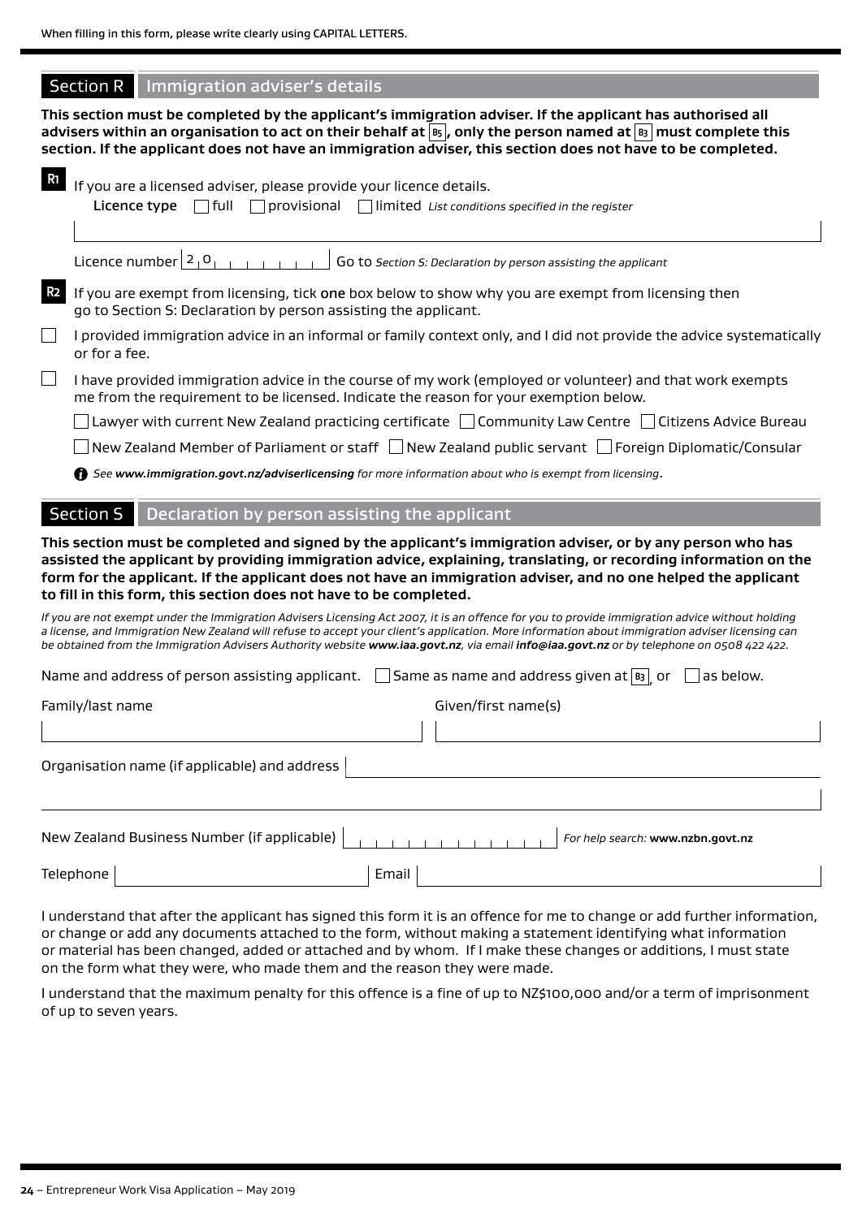When filling in this form, please write clearly using CAPITAL LETTERS.

## Section R Immigration adviser's details

**This section must be completed by the applicant's immigration adviser. If the applicant has authorised all advisers within an organisation to act on their behalf at B5, only the person named at B3 must complete this section. If the applicant does not have an immigration adviser, this section does not have to be completed.**

**R1** If you are a licensed adviser, please provide your licence details.

**Licence type** ☐ full ☐ provisional ☐ limited *List conditions specified in the register*

Licence number 2 0 Go to *Section S: Declaration by person assisting the applicant*

**R2** If you are exempt from licensing, tick **one** box below to show why you are exempt from licensing then go to Section S: Declaration by person assisting the applicant.

☐ I provided immigration advice in an informal or family context only, and I did not provide the advice systematically or for a fee.

☐ I have provided immigration advice in the course of my work (employed or volunteer) and that work exempts me from the requirement to be licensed. Indicate the reason for your exemption below.

☐ Lawyer with current New Zealand practicing certificate ☐ Community Law Centre ☐ Citizens Advice Bureau

☐ New Zealand Member of Parliament or staff ☐ New Zealand public servant ☐ Foreign Diplomatic/Consular

*See* ***www.immigration.govt.nz/adviserlicensing*** *for more information about who is exempt from licensing*.

## Section S Declaration by person assisting the applicant

**This section must be completed and signed by the applicant's immigration adviser, or by any person who has assisted the applicant by providing immigration advice, explaining, translating, or recording information on the form for the applicant. If the applicant does not have an immigration adviser, and no one helped the applicant to fill in this form, this section does not have to be completed.**

*If you are not exempt under the Immigration Advisers Licensing Act 2007, it is an offence for you to provide immigration advice without holding a license, and Immigration New Zealand will refuse to accept your client's application. More information about immigration adviser licensing can be obtained from the Immigration Advisers Authority website* ***www.iaa.govt.nz****, via email* ***info@iaa.govt.nz*** *or by telephone on 0508 422 422.*

Name and address of person assisting applicant. ☐ Same as name and address given at B3, or ☐ as below.

Family/last name

Given/first name(s)

Organisation name (if applicable) and address

New Zealand Business Number (if applicable) *For help search:* **www.nzbn.govt.nz**

Telephone

Email

I understand that after the applicant has signed this form it is an offence for me to change or add further information, or change or add any documents attached to the form, without making a statement identifying what information or material has been changed, added or attached and by whom. If I make these changes or additions, I must state on the form what they were, who made them and the reason they were made.

I understand that the maximum penalty for this offence is a fine of up to NZ$100,000 and/or a term of imprisonment of up to seven years.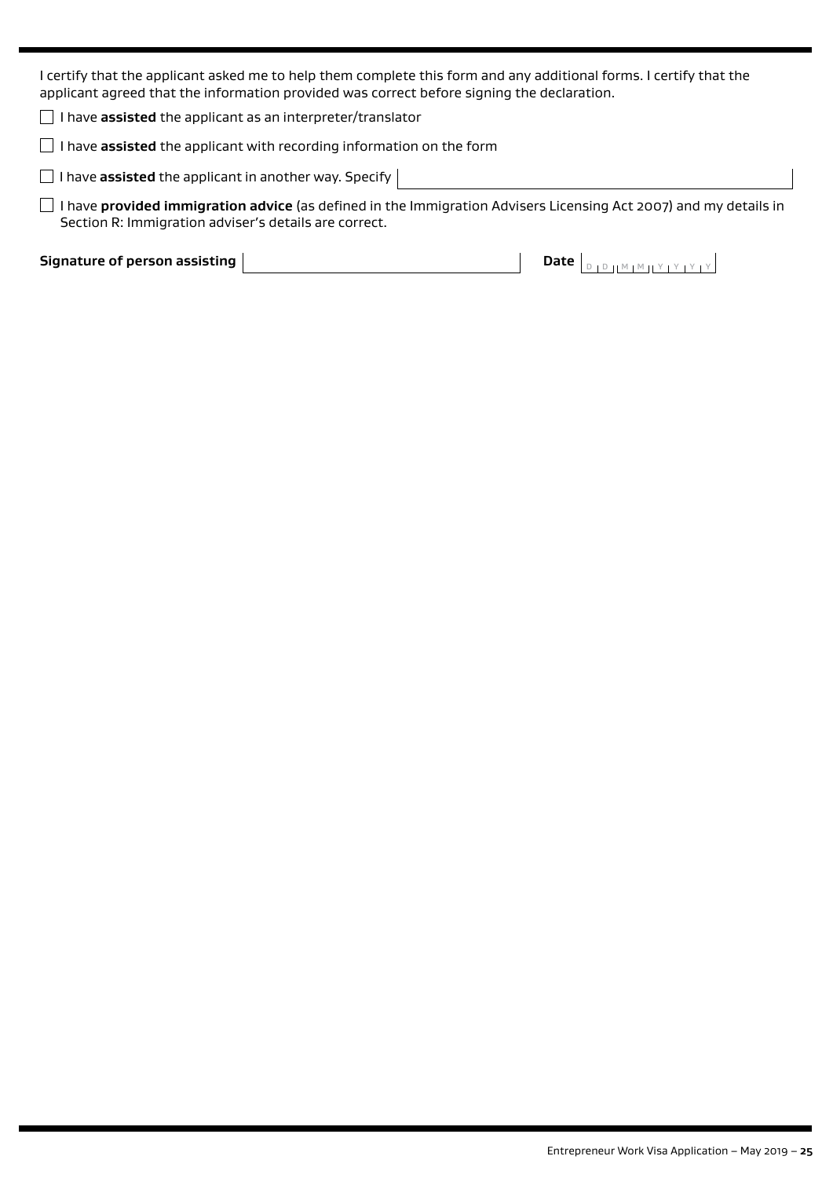I certify that the applicant asked me to help them complete this form and any additional forms. I certify that the applicant agreed that the information provided was correct before signing the declaration.

☐ I have **assisted** the applicant as an interpreter/translator

☐ I have **assisted** the applicant with recording information on the form

☐ I have **assisted** the applicant in another way. Specify

☐ I have **provided immigration advice** (as defined in the Immigration Advisers Licensing Act 2007) and my details in Section R: Immigration adviser's details are correct.

**Signature of person assisting** **Date** DD MM YYYY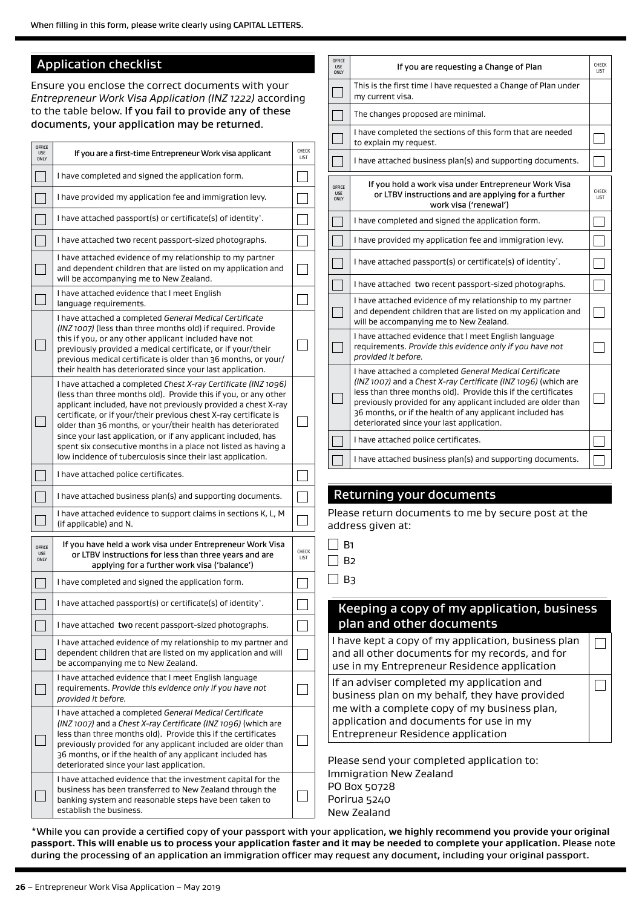When filling in this form, please write clearly using CAPITAL LETTERS.

## Application checklist

Ensure you enclose the correct documents with your *Entrepreneur Work Visa Application (INZ 1222)* according to the table below. **If you fail to provide any of these documents, your application may be returned.**

| OFFICE USE ONLY | If you are a first-time Entrepreneur Work visa applicant | CHECK LIST |
|---|---|---|
| ☐ | I have completed and signed the application form. | ☐ |
| ☐ | I have provided my application fee and immigration levy. | ☐ |
| ☐ | I have attached passport(s) or certificate(s) of identity*. | ☐ |
| ☐ | I have attached **two** recent passport-sized photographs. | ☐ |
| ☐ | I have attached evidence of my relationship to my partner and dependent children that are listed on my application and will be accompanying me to New Zealand. | ☐ |
| ☐ | I have attached evidence that I meet English language requirements. | ☐ |
| ☐ | I have attached a completed *General Medical Certificate (INZ 1007)* (less than three months old) if required. Provide this if you, or any other applicant included have not previously provided a medical certificate, or if your/their previous medical certificate is older than 36 months, or your/their health has deteriorated since your last application. | ☐ |
| ☐ | I have attached a completed *Chest X-ray Certificate (INZ 1096)* (less than three months old). Provide this if you, or any other applicant included, have not previously provided a chest X-ray certificate, or if your/their previous chest X-ray certificate is older than 36 months, or your/their health has deteriorated since your last application, or if any applicant included, has spent six consecutive months in a place not listed as having a low incidence of tuberculosis since their last application. | ☐ |
| ☐ | I have attached police certificates. | ☐ |
| ☐ | I have attached business plan(s) and supporting documents. | ☐ |
| ☐ | I have attached evidence to support claims in sections K, L, M (if applicable) and N. | ☐ |

| OFFICE USE ONLY | If you have held a work visa under Entrepreneur Work Visa or LTBV instructions for less than three years and are applying for a further work visa ('balance') | CHECK LIST |
|---|---|---|
| ☐ | I have completed and signed the application form. | ☐ |
| ☐ | I have attached passport(s) or certificate(s) of identity*. | ☐ |
| ☐ | I have attached **two** recent passport-sized photographs. | ☐ |
| ☐ | I have attached evidence of my relationship to my partner and dependent children that are listed on my application and will be accompanying me to New Zealand. | ☐ |
| ☐ | I have attached evidence that I meet English language requirements. *Provide this evidence only if you have not provided it before.* | ☐ |
| ☐ | I have attached a completed *General Medical Certificate (INZ 1007)* and a *Chest X-ray Certificate (INZ 1096)* (which are less than three months old). Provide this if the certificates previously provided for any applicant included are older than 36 months, or if the health of any applicant included has deteriorated since your last application. | ☐ |
| ☐ | I have attached evidence that the investment capital for the business has been transferred to New Zealand through the banking system and reasonable steps have been taken to establish the business. | ☐ |

| OFFICE USE ONLY | If you are requesting a Change of Plan | CHECK LIST |
|---|---|---|
| ☐ | This is the first time I have requested a Change of Plan under my current visa. | |
| ☐ | The changes proposed are minimal. | |
| ☐ | I have completed the sections of this form that are needed to explain my request. | ☐ |
| ☐ | I have attached business plan(s) and supporting documents. | ☐ |

| OFFICE USE ONLY | If you hold a work visa under Entrepreneur Work Visa or LTBV instructions and are applying for a further work visa ('renewal') | CHECK LIST |
|---|---|---|
| ☐ | I have completed and signed the application form. | ☐ |
| ☐ | I have provided my application fee and immigration levy. | ☐ |
| ☐ | I have attached passport(s) or certificate(s) of identity*. | ☐ |
| ☐ | I have attached **two** recent passport-sized photographs. | ☐ |
| ☐ | I have attached evidence of my relationship to my partner and dependent children that are listed on my application and will be accompanying me to New Zealand. | ☐ |
| ☐ | I have attached evidence that I meet English language requirements. *Provide this evidence only if you have not provided it before.* | ☐ |
| ☐ | I have attached a completed *General Medical Certificate (INZ 1007)* and a *Chest X-ray Certificate (INZ 1096)* (which are less than three months old). Provide this if the certificates previously provided for any applicant included are older than 36 months, or if the health of any applicant included has deteriorated since your last application. | ☐ |
| ☐ | I have attached police certificates. | ☐ |
| ☐ | I have attached business plan(s) and supporting documents. | ☐ |

## Returning your documents

Please return documents to me by secure post at the address given at:

☐ B1

☐ B2

☐ B3

## Keeping a copy of my application, business plan and other documents

| | |
|---|---|
| I have kept a copy of my application, business plan and all other documents for my records, and for use in my Entrepreneur Residence application | ☐ |
| If an adviser completed my application and business plan on my behalf, they have provided me with a complete copy of my business plan, application and documents for use in my Entrepreneur Residence application | ☐ |

Please send your completed application to:
Immigration New Zealand
PO Box 50728
Porirua 5240
New Zealand

*While you can provide a certified copy of your passport with your application, **we highly recommend you provide your original passport. This will enable us to process your application faster and it may be needed to complete your application.** Please note during the processing of an application an immigration officer may request any document, including your original passport.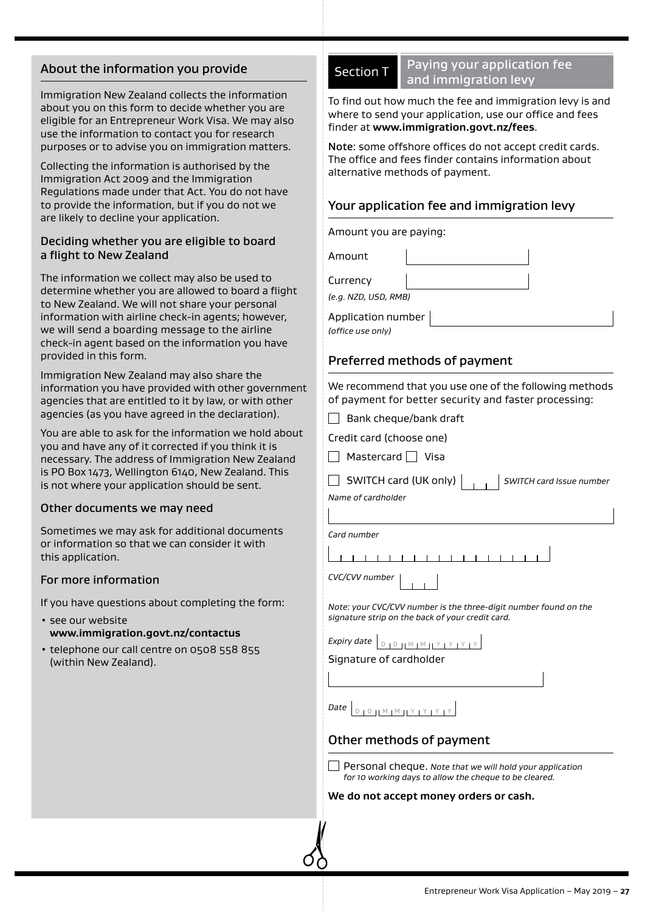## About the information you provide

Immigration New Zealand collects the information about you on this form to decide whether you are eligible for an Entrepreneur Work Visa. We may also use the information to contact you for research purposes or to advise you on immigration matters.

Collecting the information is authorised by the Immigration Act 2009 and the Immigration Regulations made under that Act. You do not have to provide the information, but if you do not we are likely to decline your application.

### Deciding whether you are eligible to board a flight to New Zealand

The information we collect may also be used to determine whether you are allowed to board a flight to New Zealand. We will not share your personal information with airline check-in agents; however, we will send a boarding message to the airline check-in agent based on the information you have provided in this form.

Immigration New Zealand may also share the information you have provided with other government agencies that are entitled to it by law, or with other agencies (as you have agreed in the declaration).

You are able to ask for the information we hold about you and have any of it corrected if you think it is necessary. The address of Immigration New Zealand is PO Box 1473, Wellington 6140, New Zealand. This is not where your application should be sent.

### Other documents we may need

Sometimes we may ask for additional documents or information so that we can consider it with this application.

### For more information

If you have questions about completing the form:

- see our website **www.immigration.govt.nz/contactus**
- telephone our call centre on 0508 558 855 (within New Zealand).

## Section T Paying your application fee and immigration levy

To find out how much the fee and immigration levy is and where to send your application, use our office and fees finder at **www.immigration.govt.nz/fees**.

**Note**: some offshore offices do not accept credit cards. The office and fees finder contains information about alternative methods of payment.

### Your application fee and immigration levy

Amount you are paying:

Amount ______

Currency ______
*(e.g. NZD, USD, RMB)*

Application number ______
*(office use only)*

### Preferred methods of payment

We recommend that you use one of the following methods of payment for better security and faster processing:

☐ Bank cheque/bank draft

Credit card (choose one)

☐ Mastercard ☐ Visa

☐ SWITCH card (UK only) ______ *SWITCH card Issue number*

*Name of cardholder*

______

*Card number*

______

*CVC/CVV number* ______

*Note: your CVC/CVV number is the three-digit number found on the signature strip on the back of your credit card.*

*Expiry date* D D M M Y Y Y Y

Signature of cardholder

______

*Date* D D M M Y Y Y Y

### Other methods of payment

☐ Personal cheque. *Note that we will hold your application for 10 working days to allow the cheque to be cleared.*

**We do not accept money orders or cash.**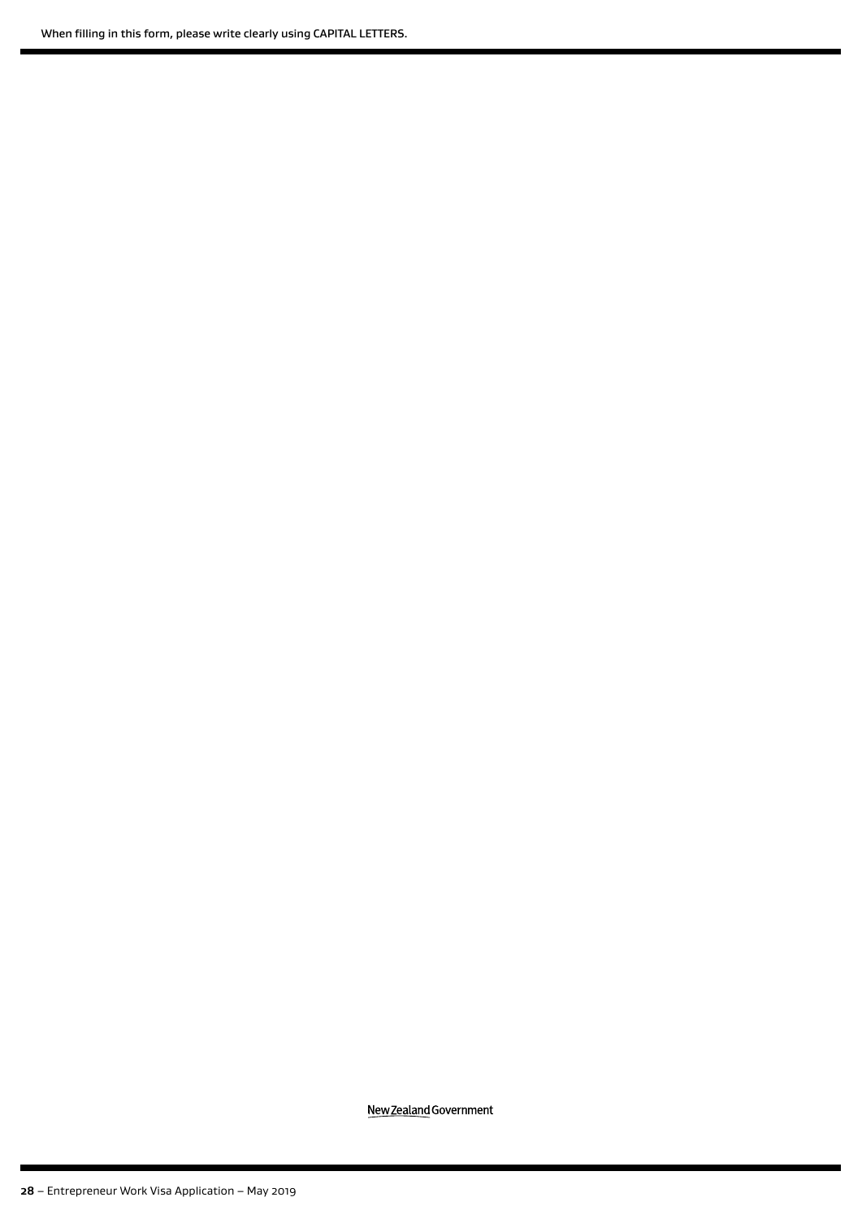New Zealand Government